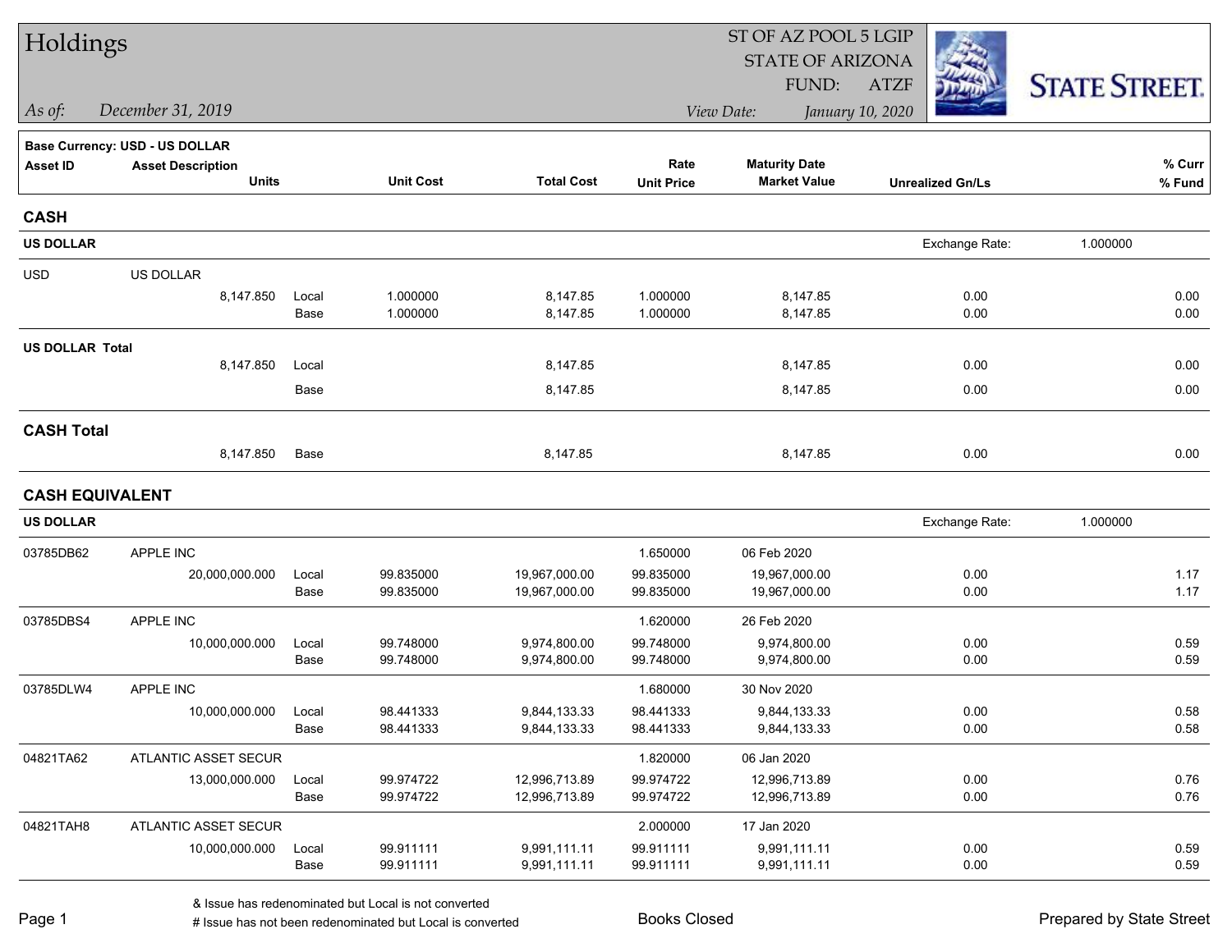# Holdings

ST OF AZ POOL 5 LGIP
STATE OF ARIZONA
FUND: ATZF

*As of:* *December 31, 2019*

*View Date:* *January 10, 2020*

STATE STREET.

**Base Currency: USD - US DOLLAR**

| Asset ID | Asset Description | | Unit Cost | Total Cost | Rate / Unit Price | Maturity Date / Market Value | Unrealized Gn/Ls | % Curr / % Fund |
|---|---|---|---|---|---|---|---|---|
| | Units | | | | | | | |
| **CASH** | | | | | | | | |
| **US DOLLAR** | | | | | | | Exchange Rate: 1.000000 | |
| USD | US DOLLAR | | | | | | | |
| | 8,147.850 | Local | 1.000000 | 8,147.85 | 1.000000 | 8,147.85 | 0.00 | 0.00 |
| | | Base | 1.000000 | 8,147.85 | 1.000000 | 8,147.85 | 0.00 | 0.00 |
| **US DOLLAR Total** | | | | | | | | |
| | 8,147.850 | Local | | 8,147.85 | | 8,147.85 | 0.00 | 0.00 |
| | | Base | | 8,147.85 | | 8,147.85 | 0.00 | 0.00 |
| **CASH Total** | | | | | | | | |
| | 8,147.850 | Base | | 8,147.85 | | 8,147.85 | 0.00 | 0.00 |
| **CASH EQUIVALENT** | | | | | | | | |
| **US DOLLAR** | | | | | | | Exchange Rate: 1.000000 | |
| 03785DB62 | APPLE INC | | | | 1.650000 | 06 Feb 2020 | | |
| | 20,000,000.000 | Local | 99.835000 | 19,967,000.00 | 99.835000 | 19,967,000.00 | 0.00 | 1.17 |
| | | Base | 99.835000 | 19,967,000.00 | 99.835000 | 19,967,000.00 | 0.00 | 1.17 |
| 03785DBS4 | APPLE INC | | | | 1.620000 | 26 Feb 2020 | | |
| | 10,000,000.000 | Local | 99.748000 | 9,974,800.00 | 99.748000 | 9,974,800.00 | 0.00 | 0.59 |
| | | Base | 99.748000 | 9,974,800.00 | 99.748000 | 9,974,800.00 | 0.00 | 0.59 |
| 03785DLW4 | APPLE INC | | | | 1.680000 | 30 Nov 2020 | | |
| | 10,000,000.000 | Local | 98.441333 | 9,844,133.33 | 98.441333 | 9,844,133.33 | 0.00 | 0.58 |
| | | Base | 98.441333 | 9,844,133.33 | 98.441333 | 9,844,133.33 | 0.00 | 0.58 |
| 04821TA62 | ATLANTIC ASSET SECUR | | | | 1.820000 | 06 Jan 2020 | | |
| | 13,000,000.000 | Local | 99.974722 | 12,996,713.89 | 99.974722 | 12,996,713.89 | 0.00 | 0.76 |
| | | Base | 99.974722 | 12,996,713.89 | 99.974722 | 12,996,713.89 | 0.00 | 0.76 |
| 04821TAH8 | ATLANTIC ASSET SECUR | | | | 2.000000 | 17 Jan 2020 | | |
| | 10,000,000.000 | Local | 99.911111 | 9,991,111.11 | 99.911111 | 9,991,111.11 | 0.00 | 0.59 |
| | | Base | 99.911111 | 9,991,111.11 | 99.911111 | 9,991,111.11 | 0.00 | 0.59 |

& Issue has redenominated but Local is not converted
# Issue has not been redenominated but Local is converted

Books Closed

Prepared by State Street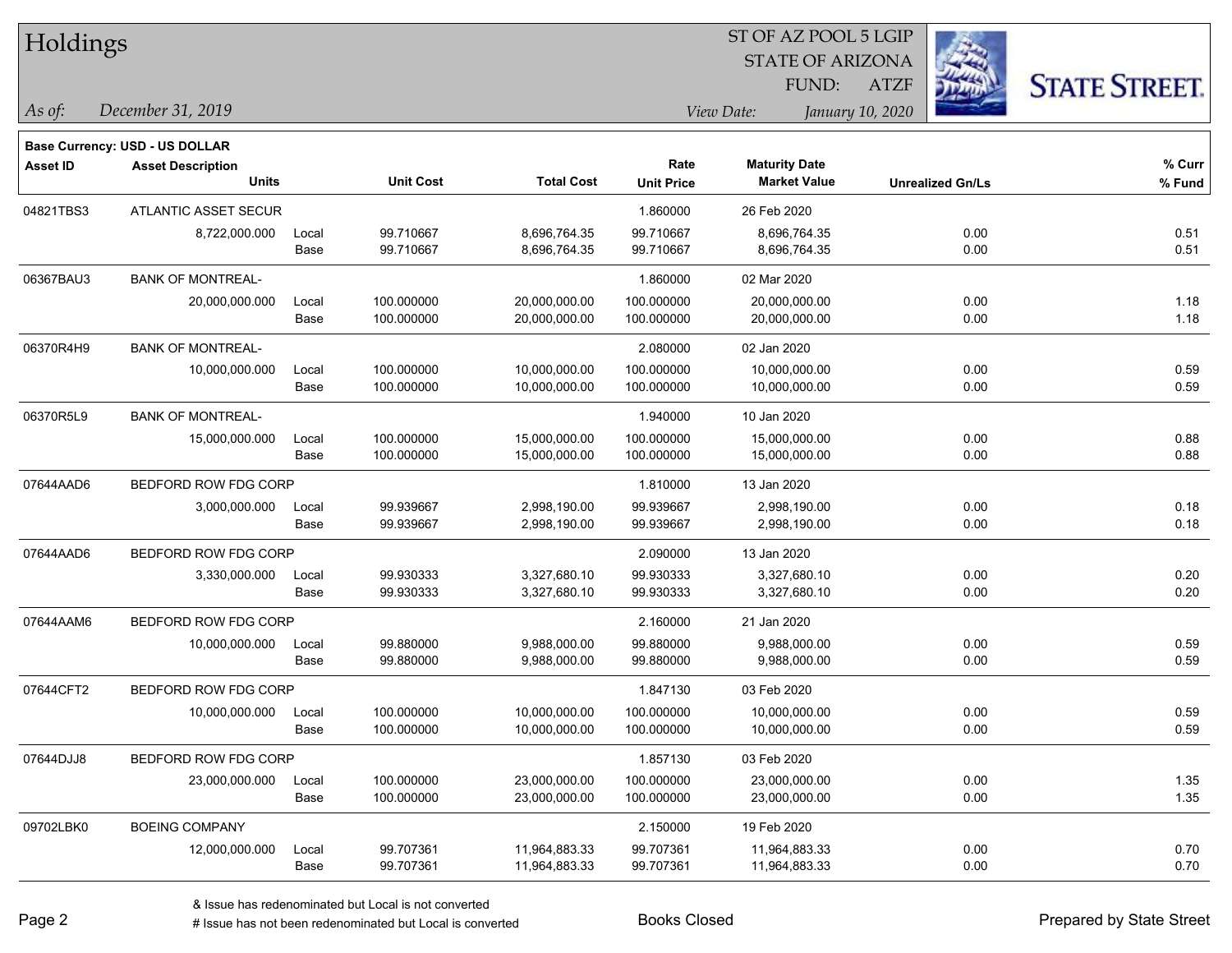# Holdings

ST OF AZ POOL 5 LGIP
STATE OF ARIZONA
FUND: ATZF

*As of:* *December 31, 2019*
*View Date:* *January 10, 2020*

**Base Currency: USD - US DOLLAR**

| Asset ID | Asset Description / Units | | Unit Cost | Total Cost | Rate / Unit Price | Maturity Date / Market Value | Unrealized Gn/Ls | % Curr / % Fund |
|---|---|---|---|---|---|---|---|---|
| 04821TBS3 | ATLANTIC ASSET SECUR | | | | 1.860000 | 26 Feb 2020 | | |
| | 8,722,000.000 | Local | 99.710667 | 8,696,764.35 | 99.710667 | 8,696,764.35 | 0.00 | 0.51 |
| | | Base | 99.710667 | 8,696,764.35 | 99.710667 | 8,696,764.35 | 0.00 | 0.51 |
| 06367BAU3 | BANK OF MONTREAL- | | | | 1.860000 | 02 Mar 2020 | | |
| | 20,000,000.000 | Local | 100.000000 | 20,000,000.00 | 100.000000 | 20,000,000.00 | 0.00 | 1.18 |
| | | Base | 100.000000 | 20,000,000.00 | 100.000000 | 20,000,000.00 | 0.00 | 1.18 |
| 06370R4H9 | BANK OF MONTREAL- | | | | 2.080000 | 02 Jan 2020 | | |
| | 10,000,000.000 | Local | 100.000000 | 10,000,000.00 | 100.000000 | 10,000,000.00 | 0.00 | 0.59 |
| | | Base | 100.000000 | 10,000,000.00 | 100.000000 | 10,000,000.00 | 0.00 | 0.59 |
| 06370R5L9 | BANK OF MONTREAL- | | | | 1.940000 | 10 Jan 2020 | | |
| | 15,000,000.000 | Local | 100.000000 | 15,000,000.00 | 100.000000 | 15,000,000.00 | 0.00 | 0.88 |
| | | Base | 100.000000 | 15,000,000.00 | 100.000000 | 15,000,000.00 | 0.00 | 0.88 |
| 07644AAD6 | BEDFORD ROW FDG CORP | | | | 1.810000 | 13 Jan 2020 | | |
| | 3,000,000.000 | Local | 99.939667 | 2,998,190.00 | 99.939667 | 2,998,190.00 | 0.00 | 0.18 |
| | | Base | 99.939667 | 2,998,190.00 | 99.939667 | 2,998,190.00 | 0.00 | 0.18 |
| 07644AAD6 | BEDFORD ROW FDG CORP | | | | 2.090000 | 13 Jan 2020 | | |
| | 3,330,000.000 | Local | 99.930333 | 3,327,680.10 | 99.930333 | 3,327,680.10 | 0.00 | 0.20 |
| | | Base | 99.930333 | 3,327,680.10 | 99.930333 | 3,327,680.10 | 0.00 | 0.20 |
| 07644AAM6 | BEDFORD ROW FDG CORP | | | | 2.160000 | 21 Jan 2020 | | |
| | 10,000,000.000 | Local | 99.880000 | 9,988,000.00 | 99.880000 | 9,988,000.00 | 0.00 | 0.59 |
| | | Base | 99.880000 | 9,988,000.00 | 99.880000 | 9,988,000.00 | 0.00 | 0.59 |
| 07644CFT2 | BEDFORD ROW FDG CORP | | | | 1.847130 | 03 Feb 2020 | | |
| | 10,000,000.000 | Local | 100.000000 | 10,000,000.00 | 100.000000 | 10,000,000.00 | 0.00 | 0.59 |
| | | Base | 100.000000 | 10,000,000.00 | 100.000000 | 10,000,000.00 | 0.00 | 0.59 |
| 07644DJJ8 | BEDFORD ROW FDG CORP | | | | 1.857130 | 03 Feb 2020 | | |
| | 23,000,000.000 | Local | 100.000000 | 23,000,000.00 | 100.000000 | 23,000,000.00 | 0.00 | 1.35 |
| | | Base | 100.000000 | 23,000,000.00 | 100.000000 | 23,000,000.00 | 0.00 | 1.35 |
| 09702LBK0 | BOEING COMPANY | | | | 2.150000 | 19 Feb 2020 | | |
| | 12,000,000.000 | Local | 99.707361 | 11,964,883.33 | 99.707361 | 11,964,883.33 | 0.00 | 0.70 |
| | | Base | 99.707361 | 11,964,883.33 | 99.707361 | 11,964,883.33 | 0.00 | 0.70 |

& Issue has redenominated but Local is not converted
# Issue has not been redenominated but Local is converted

Books Closed

Prepared by State Street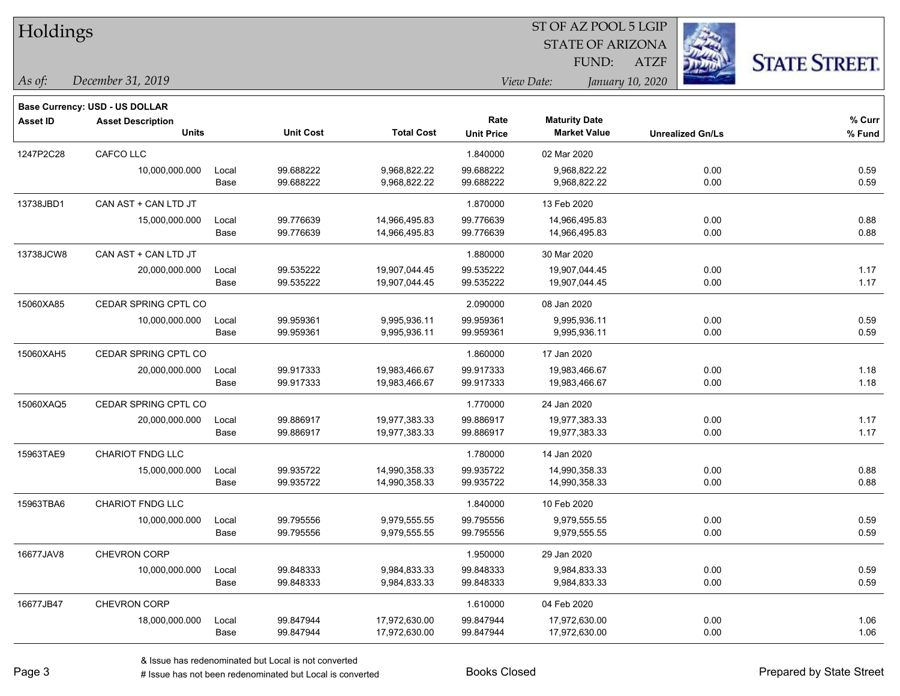# Holdings

ST OF AZ POOL 5 LGIP
STATE OF ARIZONA
FUND: ATZF

*As of:* *December 31, 2019*

*View Date:* *January 10, 2020*

**Base Currency: USD - US DOLLAR**

| Asset ID | Asset Description / Units | | Unit Cost | Total Cost | Rate / Unit Price | Maturity Date / Market Value | Unrealized Gn/Ls | % Curr / % Fund |
|---|---|---|---|---|---|---|---|---|
| 1247P2C28 | CAFCO LLC | | | | 1.840000 | 02 Mar 2020 | | |
| | 10,000,000.000 | Local | 99.688222 | 9,968,822.22 | 99.688222 | 9,968,822.22 | 0.00 | 0.59 |
| | | Base | 99.688222 | 9,968,822.22 | 99.688222 | 9,968,822.22 | 0.00 | 0.59 |
| 13738JBD1 | CAN AST + CAN LTD JT | | | | 1.870000 | 13 Feb 2020 | | |
| | 15,000,000.000 | Local | 99.776639 | 14,966,495.83 | 99.776639 | 14,966,495.83 | 0.00 | 0.88 |
| | | Base | 99.776639 | 14,966,495.83 | 99.776639 | 14,966,495.83 | 0.00 | 0.88 |
| 13738JCW8 | CAN AST + CAN LTD JT | | | | 1.880000 | 30 Mar 2020 | | |
| | 20,000,000.000 | Local | 99.535222 | 19,907,044.45 | 99.535222 | 19,907,044.45 | 0.00 | 1.17 |
| | | Base | 99.535222 | 19,907,044.45 | 99.535222 | 19,907,044.45 | 0.00 | 1.17 |
| 15060XA85 | CEDAR SPRING CPTL CO | | | | 2.090000 | 08 Jan 2020 | | |
| | 10,000,000.000 | Local | 99.959361 | 9,995,936.11 | 99.959361 | 9,995,936.11 | 0.00 | 0.59 |
| | | Base | 99.959361 | 9,995,936.11 | 99.959361 | 9,995,936.11 | 0.00 | 0.59 |
| 15060XAH5 | CEDAR SPRING CPTL CO | | | | 1.860000 | 17 Jan 2020 | | |
| | 20,000,000.000 | Local | 99.917333 | 19,983,466.67 | 99.917333 | 19,983,466.67 | 0.00 | 1.18 |
| | | Base | 99.917333 | 19,983,466.67 | 99.917333 | 19,983,466.67 | 0.00 | 1.18 |
| 15060XAQ5 | CEDAR SPRING CPTL CO | | | | 1.770000 | 24 Jan 2020 | | |
| | 20,000,000.000 | Local | 99.886917 | 19,977,383.33 | 99.886917 | 19,977,383.33 | 0.00 | 1.17 |
| | | Base | 99.886917 | 19,977,383.33 | 99.886917 | 19,977,383.33 | 0.00 | 1.17 |
| 15963TAE9 | CHARIOT FNDG LLC | | | | 1.780000 | 14 Jan 2020 | | |
| | 15,000,000.000 | Local | 99.935722 | 14,990,358.33 | 99.935722 | 14,990,358.33 | 0.00 | 0.88 |
| | | Base | 99.935722 | 14,990,358.33 | 99.935722 | 14,990,358.33 | 0.00 | 0.88 |
| 15963TBA6 | CHARIOT FNDG LLC | | | | 1.840000 | 10 Feb 2020 | | |
| | 10,000,000.000 | Local | 99.795556 | 9,979,555.55 | 99.795556 | 9,979,555.55 | 0.00 | 0.59 |
| | | Base | 99.795556 | 9,979,555.55 | 99.795556 | 9,979,555.55 | 0.00 | 0.59 |
| 16677JAV8 | CHEVRON CORP | | | | 1.950000 | 29 Jan 2020 | | |
| | 10,000,000.000 | Local | 99.848333 | 9,984,833.33 | 99.848333 | 9,984,833.33 | 0.00 | 0.59 |
| | | Base | 99.848333 | 9,984,833.33 | 99.848333 | 9,984,833.33 | 0.00 | 0.59 |
| 16677JB47 | CHEVRON CORP | | | | 1.610000 | 04 Feb 2020 | | |
| | 18,000,000.000 | Local | 99.847944 | 17,972,630.00 | 99.847944 | 17,972,630.00 | 0.00 | 1.06 |
| | | Base | 99.847944 | 17,972,630.00 | 99.847944 | 17,972,630.00 | 0.00 | 1.06 |

& Issue has redenominated but Local is not converted
# Issue has not been redenominated but Local is converted

Books Closed

Prepared by State Street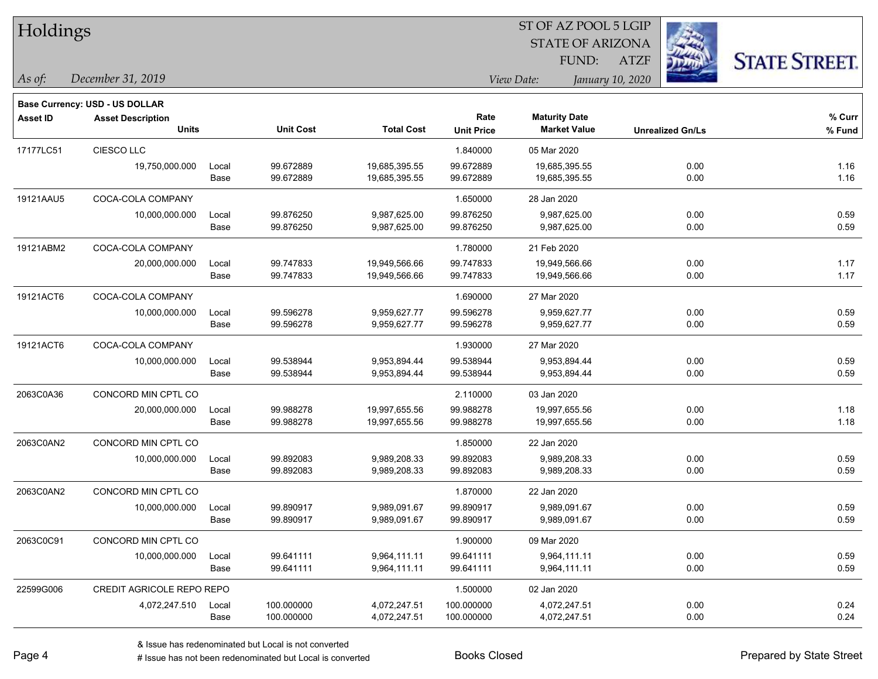# Holdings

ST OF AZ POOL 5 LGIP
STATE OF ARIZONA
FUND: ATZF

*As of: December 31, 2019*

*View Date: January 10, 2020*

STATE STREET.

**Base Currency: USD - US DOLLAR**

| Asset ID | Asset Description / Units | | Unit Cost | Total Cost | Rate / Unit Price | Maturity Date / Market Value | Unrealized Gn/Ls | % Curr / % Fund |
|---|---|---|---|---|---|---|---|---|
| 17177LC51 | CIESCO LLC | | | | 1.840000 | 05 Mar 2020 | | |
| | 19,750,000.000 | Local | 99.672889 | 19,685,395.55 | 99.672889 | 19,685,395.55 | 0.00 | 1.16 |
| | | Base | 99.672889 | 19,685,395.55 | 99.672889 | 19,685,395.55 | 0.00 | 1.16 |
| 19121AAU5 | COCA-COLA COMPANY | | | | 1.650000 | 28 Jan 2020 | | |
| | 10,000,000.000 | Local | 99.876250 | 9,987,625.00 | 99.876250 | 9,987,625.00 | 0.00 | 0.59 |
| | | Base | 99.876250 | 9,987,625.00 | 99.876250 | 9,987,625.00 | 0.00 | 0.59 |
| 19121ABM2 | COCA-COLA COMPANY | | | | 1.780000 | 21 Feb 2020 | | |
| | 20,000,000.000 | Local | 99.747833 | 19,949,566.66 | 99.747833 | 19,949,566.66 | 0.00 | 1.17 |
| | | Base | 99.747833 | 19,949,566.66 | 99.747833 | 19,949,566.66 | 0.00 | 1.17 |
| 19121ACT6 | COCA-COLA COMPANY | | | | 1.690000 | 27 Mar 2020 | | |
| | 10,000,000.000 | Local | 99.596278 | 9,959,627.77 | 99.596278 | 9,959,627.77 | 0.00 | 0.59 |
| | | Base | 99.596278 | 9,959,627.77 | 99.596278 | 9,959,627.77 | 0.00 | 0.59 |
| 19121ACT6 | COCA-COLA COMPANY | | | | 1.930000 | 27 Mar 2020 | | |
| | 10,000,000.000 | Local | 99.538944 | 9,953,894.44 | 99.538944 | 9,953,894.44 | 0.00 | 0.59 |
| | | Base | 99.538944 | 9,953,894.44 | 99.538944 | 9,953,894.44 | 0.00 | 0.59 |
| 2063C0A36 | CONCORD MIN CPTL CO | | | | 2.110000 | 03 Jan 2020 | | |
| | 20,000,000.000 | Local | 99.988278 | 19,997,655.56 | 99.988278 | 19,997,655.56 | 0.00 | 1.18 |
| | | Base | 99.988278 | 19,997,655.56 | 99.988278 | 19,997,655.56 | 0.00 | 1.18 |
| 2063C0AN2 | CONCORD MIN CPTL CO | | | | 1.850000 | 22 Jan 2020 | | |
| | 10,000,000.000 | Local | 99.892083 | 9,989,208.33 | 99.892083 | 9,989,208.33 | 0.00 | 0.59 |
| | | Base | 99.892083 | 9,989,208.33 | 99.892083 | 9,989,208.33 | 0.00 | 0.59 |
| 2063C0AN2 | CONCORD MIN CPTL CO | | | | 1.870000 | 22 Jan 2020 | | |
| | 10,000,000.000 | Local | 99.890917 | 9,989,091.67 | 99.890917 | 9,989,091.67 | 0.00 | 0.59 |
| | | Base | 99.890917 | 9,989,091.67 | 99.890917 | 9,989,091.67 | 0.00 | 0.59 |
| 2063C0C91 | CONCORD MIN CPTL CO | | | | 1.900000 | 09 Mar 2020 | | |
| | 10,000,000.000 | Local | 99.641111 | 9,964,111.11 | 99.641111 | 9,964,111.11 | 0.00 | 0.59 |
| | | Base | 99.641111 | 9,964,111.11 | 99.641111 | 9,964,111.11 | 0.00 | 0.59 |
| 22599G006 | CREDIT AGRICOLE REPO REPO | | | | 1.500000 | 02 Jan 2020 | | |
| | 4,072,247.510 | Local | 100.000000 | 4,072,247.51 | 100.000000 | 4,072,247.51 | 0.00 | 0.24 |
| | | Base | 100.000000 | 4,072,247.51 | 100.000000 | 4,072,247.51 | 0.00 | 0.24 |

& Issue has redenominated but Local is not converted
# Issue has not been redenominated but Local is converted

Books Closed

Prepared by State Street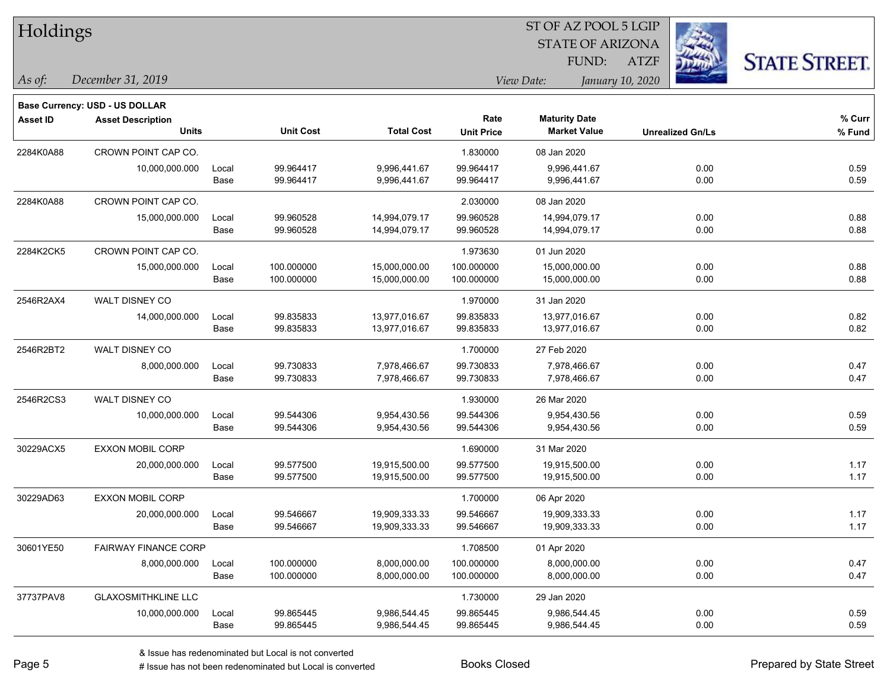# Holdings

ST OF AZ POOL 5 LGIP
STATE OF ARIZONA
FUND: ATZF

*As of: December 31, 2019*

*View Date: January 10, 2020*

STATE STREET.

**Base Currency: USD - US DOLLAR**

| Asset ID | Asset Description / Units | | Unit Cost | Total Cost | Rate / Unit Price | Maturity Date / Market Value | Unrealized Gn/Ls | % Curr / % Fund |
|---|---|---|---|---|---|---|---|---|
| 2284K0A88 | CROWN POINT CAP CO. | | | | 1.830000 | 08 Jan 2020 | | |
| | 10,000,000.000 | Local | 99.964417 | 9,996,441.67 | 99.964417 | 9,996,441.67 | 0.00 | 0.59 |
| | | Base | 99.964417 | 9,996,441.67 | 99.964417 | 9,996,441.67 | 0.00 | 0.59 |
| 2284K0A88 | CROWN POINT CAP CO. | | | | 2.030000 | 08 Jan 2020 | | |
| | 15,000,000.000 | Local | 99.960528 | 14,994,079.17 | 99.960528 | 14,994,079.17 | 0.00 | 0.88 |
| | | Base | 99.960528 | 14,994,079.17 | 99.960528 | 14,994,079.17 | 0.00 | 0.88 |
| 2284K2CK5 | CROWN POINT CAP CO. | | | | 1.973630 | 01 Jun 2020 | | |
| | 15,000,000.000 | Local | 100.000000 | 15,000,000.00 | 100.000000 | 15,000,000.00 | 0.00 | 0.88 |
| | | Base | 100.000000 | 15,000,000.00 | 100.000000 | 15,000,000.00 | 0.00 | 0.88 |
| 2546R2AX4 | WALT DISNEY CO | | | | 1.970000 | 31 Jan 2020 | | |
| | 14,000,000.000 | Local | 99.835833 | 13,977,016.67 | 99.835833 | 13,977,016.67 | 0.00 | 0.82 |
| | | Base | 99.835833 | 13,977,016.67 | 99.835833 | 13,977,016.67 | 0.00 | 0.82 |
| 2546R2BT2 | WALT DISNEY CO | | | | 1.700000 | 27 Feb 2020 | | |
| | 8,000,000.000 | Local | 99.730833 | 7,978,466.67 | 99.730833 | 7,978,466.67 | 0.00 | 0.47 |
| | | Base | 99.730833 | 7,978,466.67 | 99.730833 | 7,978,466.67 | 0.00 | 0.47 |
| 2546R2CS3 | WALT DISNEY CO | | | | 1.930000 | 26 Mar 2020 | | |
| | 10,000,000.000 | Local | 99.544306 | 9,954,430.56 | 99.544306 | 9,954,430.56 | 0.00 | 0.59 |
| | | Base | 99.544306 | 9,954,430.56 | 99.544306 | 9,954,430.56 | 0.00 | 0.59 |
| 30229ACX5 | EXXON MOBIL CORP | | | | 1.690000 | 31 Mar 2020 | | |
| | 20,000,000.000 | Local | 99.577500 | 19,915,500.00 | 99.577500 | 19,915,500.00 | 0.00 | 1.17 |
| | | Base | 99.577500 | 19,915,500.00 | 99.577500 | 19,915,500.00 | 0.00 | 1.17 |
| 30229AD63 | EXXON MOBIL CORP | | | | 1.700000 | 06 Apr 2020 | | |
| | 20,000,000.000 | Local | 99.546667 | 19,909,333.33 | 99.546667 | 19,909,333.33 | 0.00 | 1.17 |
| | | Base | 99.546667 | 19,909,333.33 | 99.546667 | 19,909,333.33 | 0.00 | 1.17 |
| 30601YE50 | FAIRWAY FINANCE CORP | | | | 1.708500 | 01 Apr 2020 | | |
| | 8,000,000.000 | Local | 100.000000 | 8,000,000.00 | 100.000000 | 8,000,000.00 | 0.00 | 0.47 |
| | | Base | 100.000000 | 8,000,000.00 | 100.000000 | 8,000,000.00 | 0.00 | 0.47 |
| 37737PAV8 | GLAXOSMITHKLINE LLC | | | | 1.730000 | 29 Jan 2020 | | |
| | 10,000,000.000 | Local | 99.865445 | 9,986,544.45 | 99.865445 | 9,986,544.45 | 0.00 | 0.59 |
| | | Base | 99.865445 | 9,986,544.45 | 99.865445 | 9,986,544.45 | 0.00 | 0.59 |

& Issue has redenominated but Local is not converted

# Issue has not been redenominated but Local is converted

Books Closed

Prepared by State Street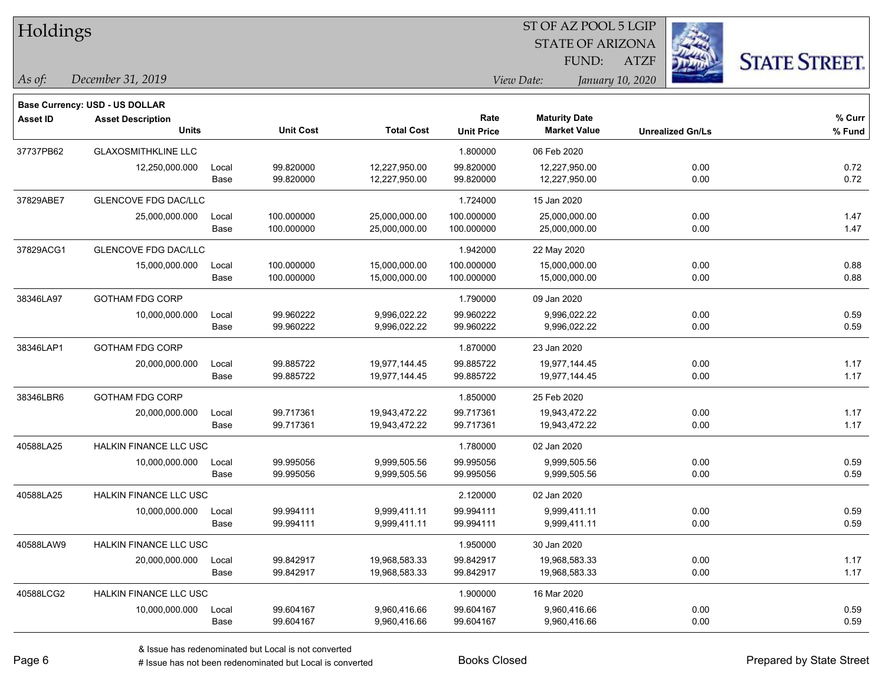# Holdings

ST OF AZ POOL 5 LGIP
STATE OF ARIZONA
FUND: ATZF

*As of:* *December 31, 2019*

*View Date:* *January 10, 2020*

**Base Currency: USD - US DOLLAR**

| Asset ID | Asset Description / Units | | Unit Cost | Total Cost | Rate / Unit Price | Maturity Date / Market Value | Unrealized Gn/Ls | % Curr / % Fund |
|---|---|---|---|---|---|---|---|---|
| 37737PB62 | GLAXOSMITHKLINE LLC | | | | 1.800000 | 06 Feb 2020 | | |
| | 12,250,000.000 | Local | 99.820000 | 12,227,950.00 | 99.820000 | 12,227,950.00 | 0.00 | 0.72 |
| | | Base | 99.820000 | 12,227,950.00 | 99.820000 | 12,227,950.00 | 0.00 | 0.72 |
| 37829ABE7 | GLENCOVE FDG DAC/LLC | | | | 1.724000 | 15 Jan 2020 | | |
| | 25,000,000.000 | Local | 100.000000 | 25,000,000.00 | 100.000000 | 25,000,000.00 | 0.00 | 1.47 |
| | | Base | 100.000000 | 25,000,000.00 | 100.000000 | 25,000,000.00 | 0.00 | 1.47 |
| 37829ACG1 | GLENCOVE FDG DAC/LLC | | | | 1.942000 | 22 May 2020 | | |
| | 15,000,000.000 | Local | 100.000000 | 15,000,000.00 | 100.000000 | 15,000,000.00 | 0.00 | 0.88 |
| | | Base | 100.000000 | 15,000,000.00 | 100.000000 | 15,000,000.00 | 0.00 | 0.88 |
| 38346LA97 | GOTHAM FDG CORP | | | | 1.790000 | 09 Jan 2020 | | |
| | 10,000,000.000 | Local | 99.960222 | 9,996,022.22 | 99.960222 | 9,996,022.22 | 0.00 | 0.59 |
| | | Base | 99.960222 | 9,996,022.22 | 99.960222 | 9,996,022.22 | 0.00 | 0.59 |
| 38346LAP1 | GOTHAM FDG CORP | | | | 1.870000 | 23 Jan 2020 | | |
| | 20,000,000.000 | Local | 99.885722 | 19,977,144.45 | 99.885722 | 19,977,144.45 | 0.00 | 1.17 |
| | | Base | 99.885722 | 19,977,144.45 | 99.885722 | 19,977,144.45 | 0.00 | 1.17 |
| 38346LBR6 | GOTHAM FDG CORP | | | | 1.850000 | 25 Feb 2020 | | |
| | 20,000,000.000 | Local | 99.717361 | 19,943,472.22 | 99.717361 | 19,943,472.22 | 0.00 | 1.17 |
| | | Base | 99.717361 | 19,943,472.22 | 99.717361 | 19,943,472.22 | 0.00 | 1.17 |
| 40588LA25 | HALKIN FINANCE LLC USC | | | | 1.780000 | 02 Jan 2020 | | |
| | 10,000,000.000 | Local | 99.995056 | 9,999,505.56 | 99.995056 | 9,999,505.56 | 0.00 | 0.59 |
| | | Base | 99.995056 | 9,999,505.56 | 99.995056 | 9,999,505.56 | 0.00 | 0.59 |
| 40588LA25 | HALKIN FINANCE LLC USC | | | | 2.120000 | 02 Jan 2020 | | |
| | 10,000,000.000 | Local | 99.994111 | 9,999,411.11 | 99.994111 | 9,999,411.11 | 0.00 | 0.59 |
| | | Base | 99.994111 | 9,999,411.11 | 99.994111 | 9,999,411.11 | 0.00 | 0.59 |
| 40588LAW9 | HALKIN FINANCE LLC USC | | | | 1.950000 | 30 Jan 2020 | | |
| | 20,000,000.000 | Local | 99.842917 | 19,968,583.33 | 99.842917 | 19,968,583.33 | 0.00 | 1.17 |
| | | Base | 99.842917 | 19,968,583.33 | 99.842917 | 19,968,583.33 | 0.00 | 1.17 |
| 40588LCG2 | HALKIN FINANCE LLC USC | | | | 1.900000 | 16 Mar 2020 | | |
| | 10,000,000.000 | Local | 99.604167 | 9,960,416.66 | 99.604167 | 9,960,416.66 | 0.00 | 0.59 |
| | | Base | 99.604167 | 9,960,416.66 | 99.604167 | 9,960,416.66 | 0.00 | 0.59 |

& Issue has redenominated but Local is not converted
# Issue has not been redenominated but Local is converted

Books Closed

Prepared by State Street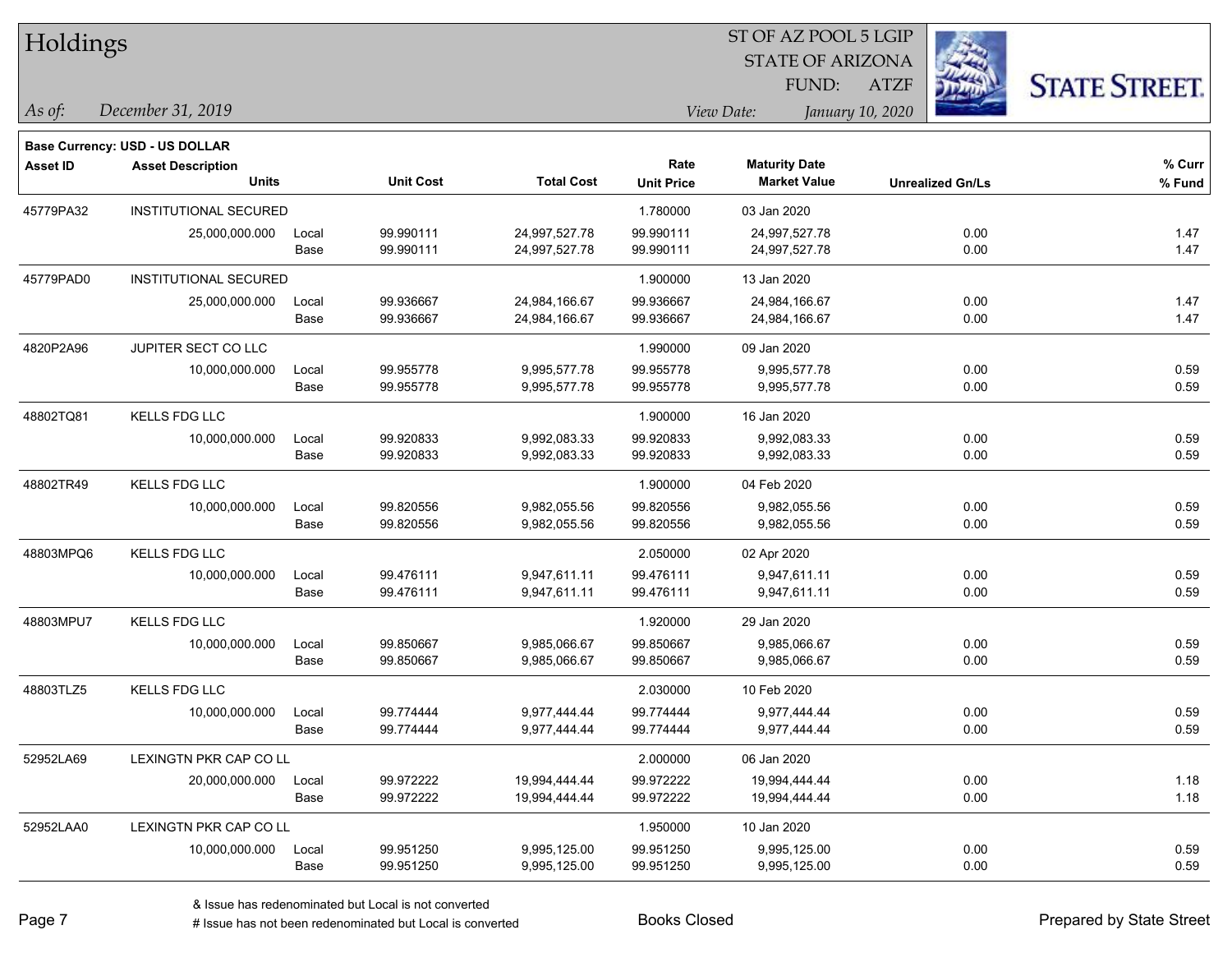# Holdings

ST OF AZ POOL 5 LGIP
STATE OF ARIZONA
FUND: ATZF

*As of:* *December 31, 2019*

*View Date:* *January 10, 2020*

**Base Currency: USD - US DOLLAR**

| Asset ID | Asset Description / Units | | Unit Cost | Total Cost | Rate / Unit Price | Maturity Date / Market Value | Unrealized Gn/Ls | % Curr / % Fund |
|---|---|---|---|---|---|---|---|---|
| 45779PA32 | INSTITUTIONAL SECURED | | | | 1.780000 | 03 Jan 2020 | | |
| | 25,000,000.000 | Local | 99.990111 | 24,997,527.78 | 99.990111 | 24,997,527.78 | 0.00 | 1.47 |
| | | Base | 99.990111 | 24,997,527.78 | 99.990111 | 24,997,527.78 | 0.00 | 1.47 |
| 45779PAD0 | INSTITUTIONAL SECURED | | | | 1.900000 | 13 Jan 2020 | | |
| | 25,000,000.000 | Local | 99.936667 | 24,984,166.67 | 99.936667 | 24,984,166.67 | 0.00 | 1.47 |
| | | Base | 99.936667 | 24,984,166.67 | 99.936667 | 24,984,166.67 | 0.00 | 1.47 |
| 4820P2A96 | JUPITER SECT CO LLC | | | | 1.990000 | 09 Jan 2020 | | |
| | 10,000,000.000 | Local | 99.955778 | 9,995,577.78 | 99.955778 | 9,995,577.78 | 0.00 | 0.59 |
| | | Base | 99.955778 | 9,995,577.78 | 99.955778 | 9,995,577.78 | 0.00 | 0.59 |
| 48802TQ81 | KELLS FDG LLC | | | | 1.900000 | 16 Jan 2020 | | |
| | 10,000,000.000 | Local | 99.920833 | 9,992,083.33 | 99.920833 | 9,992,083.33 | 0.00 | 0.59 |
| | | Base | 99.920833 | 9,992,083.33 | 99.920833 | 9,992,083.33 | 0.00 | 0.59 |
| 48802TR49 | KELLS FDG LLC | | | | 1.900000 | 04 Feb 2020 | | |
| | 10,000,000.000 | Local | 99.820556 | 9,982,055.56 | 99.820556 | 9,982,055.56 | 0.00 | 0.59 |
| | | Base | 99.820556 | 9,982,055.56 | 99.820556 | 9,982,055.56 | 0.00 | 0.59 |
| 48803MPQ6 | KELLS FDG LLC | | | | 2.050000 | 02 Apr 2020 | | |
| | 10,000,000.000 | Local | 99.476111 | 9,947,611.11 | 99.476111 | 9,947,611.11 | 0.00 | 0.59 |
| | | Base | 99.476111 | 9,947,611.11 | 99.476111 | 9,947,611.11 | 0.00 | 0.59 |
| 48803MPU7 | KELLS FDG LLC | | | | 1.920000 | 29 Jan 2020 | | |
| | 10,000,000.000 | Local | 99.850667 | 9,985,066.67 | 99.850667 | 9,985,066.67 | 0.00 | 0.59 |
| | | Base | 99.850667 | 9,985,066.67 | 99.850667 | 9,985,066.67 | 0.00 | 0.59 |
| 48803TLZ5 | KELLS FDG LLC | | | | 2.030000 | 10 Feb 2020 | | |
| | 10,000,000.000 | Local | 99.774444 | 9,977,444.44 | 99.774444 | 9,977,444.44 | 0.00 | 0.59 |
| | | Base | 99.774444 | 9,977,444.44 | 99.774444 | 9,977,444.44 | 0.00 | 0.59 |
| 52952LA69 | LEXINGTN PKR CAP CO LL | | | | 2.000000 | 06 Jan 2020 | | |
| | 20,000,000.000 | Local | 99.972222 | 19,994,444.44 | 99.972222 | 19,994,444.44 | 0.00 | 1.18 |
| | | Base | 99.972222 | 19,994,444.44 | 99.972222 | 19,994,444.44 | 0.00 | 1.18 |
| 52952LAA0 | LEXINGTN PKR CAP CO LL | | | | 1.950000 | 10 Jan 2020 | | |
| | 10,000,000.000 | Local | 99.951250 | 9,995,125.00 | 99.951250 | 9,995,125.00 | 0.00 | 0.59 |
| | | Base | 99.951250 | 9,995,125.00 | 99.951250 | 9,995,125.00 | 0.00 | 0.59 |

& Issue has redenominated but Local is not converted
# Issue has not been redenominated but Local is converted

Books Closed

Prepared by State Street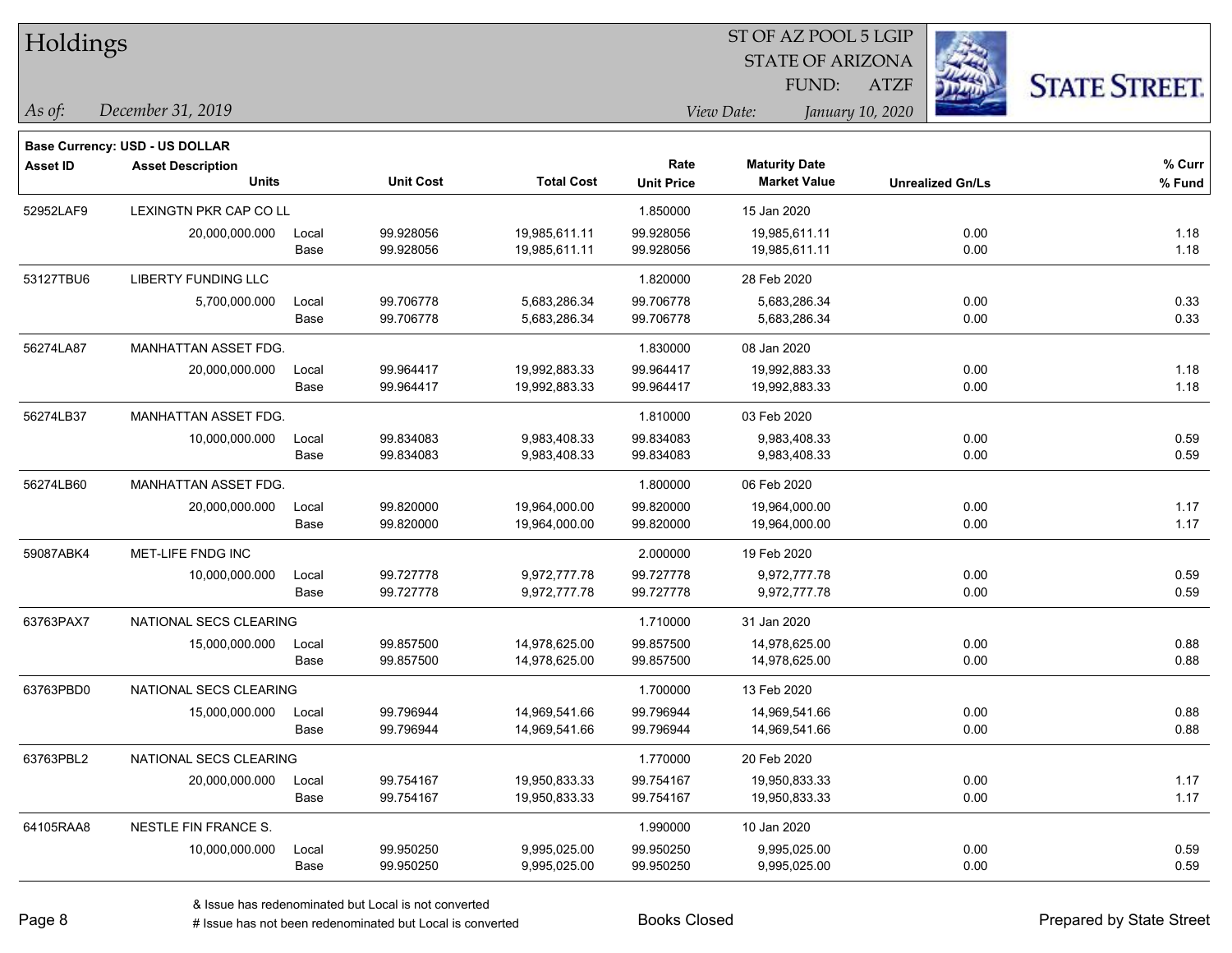# Holdings

ST OF AZ POOL 5 LGIP
STATE OF ARIZONA
FUND: ATZF

*As of:* *December 31, 2019*

*View Date:* *January 10, 2020*

**Base Currency: USD - US DOLLAR**

| Asset ID | Asset Description / Units | | Unit Cost | Total Cost | Rate / Unit Price | Maturity Date / Market Value | Unrealized Gn/Ls | % Curr / % Fund |
|---|---|---|---|---|---|---|---|---|
| 52952LAF9 | LEXINGTN PKR CAP CO LL | | | | 1.850000 | 15 Jan 2020 | | |
| | 20,000,000.000 | Local | 99.928056 | 19,985,611.11 | 99.928056 | 19,985,611.11 | 0.00 | 1.18 |
| | | Base | 99.928056 | 19,985,611.11 | 99.928056 | 19,985,611.11 | 0.00 | 1.18 |
| 53127TBU6 | LIBERTY FUNDING LLC | | | | 1.820000 | 28 Feb 2020 | | |
| | 5,700,000.000 | Local | 99.706778 | 5,683,286.34 | 99.706778 | 5,683,286.34 | 0.00 | 0.33 |
| | | Base | 99.706778 | 5,683,286.34 | 99.706778 | 5,683,286.34 | 0.00 | 0.33 |
| 56274LA87 | MANHATTAN ASSET FDG. | | | | 1.830000 | 08 Jan 2020 | | |
| | 20,000,000.000 | Local | 99.964417 | 19,992,883.33 | 99.964417 | 19,992,883.33 | 0.00 | 1.18 |
| | | Base | 99.964417 | 19,992,883.33 | 99.964417 | 19,992,883.33 | 0.00 | 1.18 |
| 56274LB37 | MANHATTAN ASSET FDG. | | | | 1.810000 | 03 Feb 2020 | | |
| | 10,000,000.000 | Local | 99.834083 | 9,983,408.33 | 99.834083 | 9,983,408.33 | 0.00 | 0.59 |
| | | Base | 99.834083 | 9,983,408.33 | 99.834083 | 9,983,408.33 | 0.00 | 0.59 |
| 56274LB60 | MANHATTAN ASSET FDG. | | | | 1.800000 | 06 Feb 2020 | | |
| | 20,000,000.000 | Local | 99.820000 | 19,964,000.00 | 99.820000 | 19,964,000.00 | 0.00 | 1.17 |
| | | Base | 99.820000 | 19,964,000.00 | 99.820000 | 19,964,000.00 | 0.00 | 1.17 |
| 59087ABK4 | MET-LIFE FNDG INC | | | | 2.000000 | 19 Feb 2020 | | |
| | 10,000,000.000 | Local | 99.727778 | 9,972,777.78 | 99.727778 | 9,972,777.78 | 0.00 | 0.59 |
| | | Base | 99.727778 | 9,972,777.78 | 99.727778 | 9,972,777.78 | 0.00 | 0.59 |
| 63763PAX7 | NATIONAL SECS CLEARING | | | | 1.710000 | 31 Jan 2020 | | |
| | 15,000,000.000 | Local | 99.857500 | 14,978,625.00 | 99.857500 | 14,978,625.00 | 0.00 | 0.88 |
| | | Base | 99.857500 | 14,978,625.00 | 99.857500 | 14,978,625.00 | 0.00 | 0.88 |
| 63763PBD0 | NATIONAL SECS CLEARING | | | | 1.700000 | 13 Feb 2020 | | |
| | 15,000,000.000 | Local | 99.796944 | 14,969,541.66 | 99.796944 | 14,969,541.66 | 0.00 | 0.88 |
| | | Base | 99.796944 | 14,969,541.66 | 99.796944 | 14,969,541.66 | 0.00 | 0.88 |
| 63763PBL2 | NATIONAL SECS CLEARING | | | | 1.770000 | 20 Feb 2020 | | |
| | 20,000,000.000 | Local | 99.754167 | 19,950,833.33 | 99.754167 | 19,950,833.33 | 0.00 | 1.17 |
| | | Base | 99.754167 | 19,950,833.33 | 99.754167 | 19,950,833.33 | 0.00 | 1.17 |
| 64105RAA8 | NESTLE FIN FRANCE S. | | | | 1.990000 | 10 Jan 2020 | | |
| | 10,000,000.000 | Local | 99.950250 | 9,995,025.00 | 99.950250 | 9,995,025.00 | 0.00 | 0.59 |
| | | Base | 99.950250 | 9,995,025.00 | 99.950250 | 9,995,025.00 | 0.00 | 0.59 |

& Issue has redenominated but Local is not converted

# Issue has not been redenominated but Local is converted

Books Closed

Prepared by State Street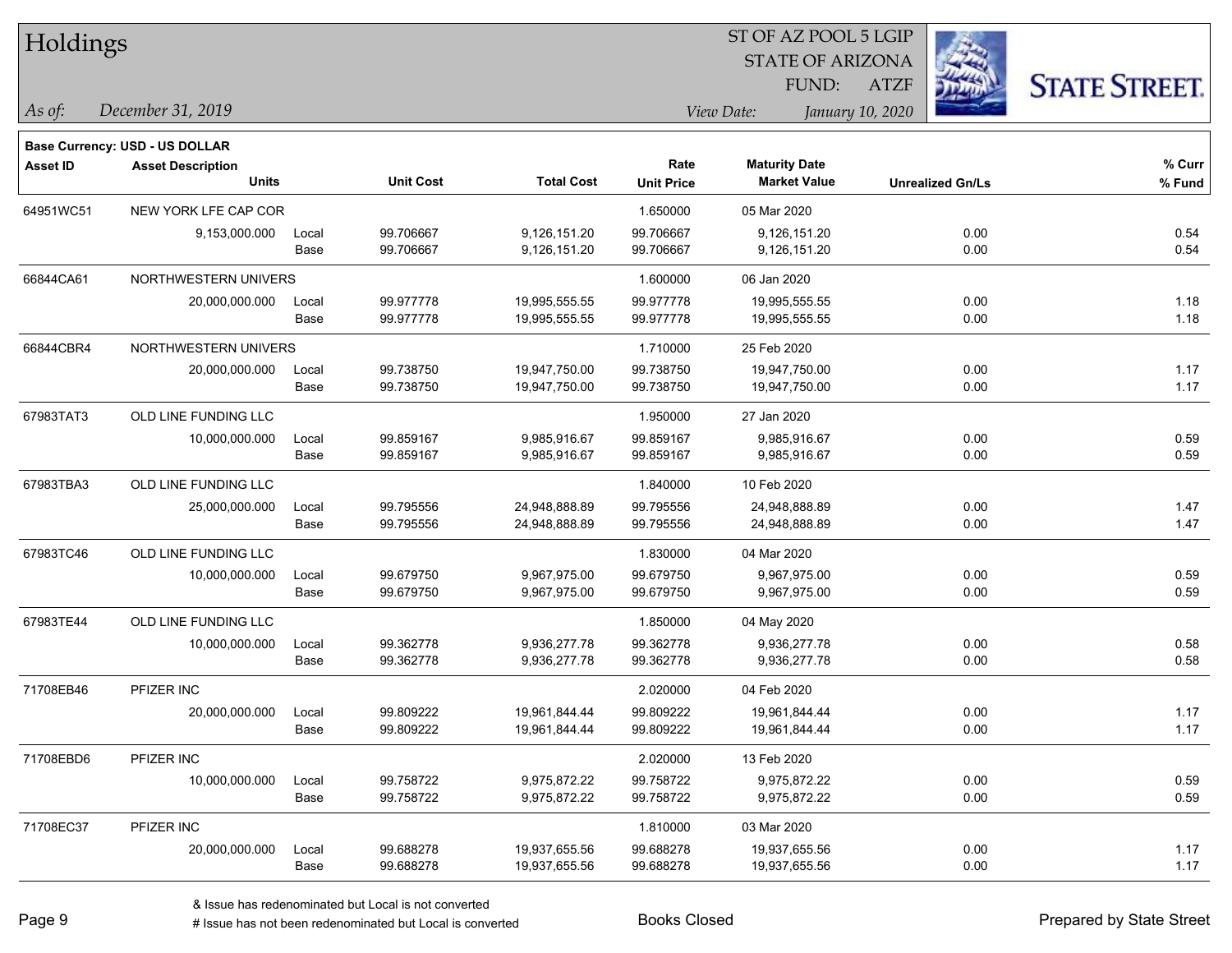# Holdings

ST OF AZ POOL 5 LGIP
STATE OF ARIZONA
FUND: ATZF

*As of:* *December 31, 2019*

*View Date:* *January 10, 2020*

**Base Currency: USD - US DOLLAR**

| Asset ID | Asset Description / Units | | Unit Cost | Total Cost | Rate / Unit Price | Maturity Date / Market Value | Unrealized Gn/Ls | % Curr / % Fund |
|---|---|---|---|---|---|---|---|---|
| 64951WC51 | NEW YORK LFE CAP COR | | | | 1.650000 | 05 Mar 2020 | | |
| | 9,153,000.000 | Local | 99.706667 | 9,126,151.20 | 99.706667 | 9,126,151.20 | 0.00 | 0.54 |
| | | Base | 99.706667 | 9,126,151.20 | 99.706667 | 9,126,151.20 | 0.00 | 0.54 |
| 66844CA61 | NORTHWESTERN UNIVERS | | | | 1.600000 | 06 Jan 2020 | | |
| | 20,000,000.000 | Local | 99.977778 | 19,995,555.55 | 99.977778 | 19,995,555.55 | 0.00 | 1.18 |
| | | Base | 99.977778 | 19,995,555.55 | 99.977778 | 19,995,555.55 | 0.00 | 1.18 |
| 66844CBR4 | NORTHWESTERN UNIVERS | | | | 1.710000 | 25 Feb 2020 | | |
| | 20,000,000.000 | Local | 99.738750 | 19,947,750.00 | 99.738750 | 19,947,750.00 | 0.00 | 1.17 |
| | | Base | 99.738750 | 19,947,750.00 | 99.738750 | 19,947,750.00 | 0.00 | 1.17 |
| 67983TAT3 | OLD LINE FUNDING LLC | | | | 1.950000 | 27 Jan 2020 | | |
| | 10,000,000.000 | Local | 99.859167 | 9,985,916.67 | 99.859167 | 9,985,916.67 | 0.00 | 0.59 |
| | | Base | 99.859167 | 9,985,916.67 | 99.859167 | 9,985,916.67 | 0.00 | 0.59 |
| 67983TBA3 | OLD LINE FUNDING LLC | | | | 1.840000 | 10 Feb 2020 | | |
| | 25,000,000.000 | Local | 99.795556 | 24,948,888.89 | 99.795556 | 24,948,888.89 | 0.00 | 1.47 |
| | | Base | 99.795556 | 24,948,888.89 | 99.795556 | 24,948,888.89 | 0.00 | 1.47 |
| 67983TC46 | OLD LINE FUNDING LLC | | | | 1.830000 | 04 Mar 2020 | | |
| | 10,000,000.000 | Local | 99.679750 | 9,967,975.00 | 99.679750 | 9,967,975.00 | 0.00 | 0.59 |
| | | Base | 99.679750 | 9,967,975.00 | 99.679750 | 9,967,975.00 | 0.00 | 0.59 |
| 67983TE44 | OLD LINE FUNDING LLC | | | | 1.850000 | 04 May 2020 | | |
| | 10,000,000.000 | Local | 99.362778 | 9,936,277.78 | 99.362778 | 9,936,277.78 | 0.00 | 0.58 |
| | | Base | 99.362778 | 9,936,277.78 | 99.362778 | 9,936,277.78 | 0.00 | 0.58 |
| 71708EB46 | PFIZER INC | | | | 2.020000 | 04 Feb 2020 | | |
| | 20,000,000.000 | Local | 99.809222 | 19,961,844.44 | 99.809222 | 19,961,844.44 | 0.00 | 1.17 |
| | | Base | 99.809222 | 19,961,844.44 | 99.809222 | 19,961,844.44 | 0.00 | 1.17 |
| 71708EBD6 | PFIZER INC | | | | 2.020000 | 13 Feb 2020 | | |
| | 10,000,000.000 | Local | 99.758722 | 9,975,872.22 | 99.758722 | 9,975,872.22 | 0.00 | 0.59 |
| | | Base | 99.758722 | 9,975,872.22 | 99.758722 | 9,975,872.22 | 0.00 | 0.59 |
| 71708EC37 | PFIZER INC | | | | 1.810000 | 03 Mar 2020 | | |
| | 20,000,000.000 | Local | 99.688278 | 19,937,655.56 | 99.688278 | 19,937,655.56 | 0.00 | 1.17 |
| | | Base | 99.688278 | 19,937,655.56 | 99.688278 | 19,937,655.56 | 0.00 | 1.17 |

& Issue has redenominated but Local is not converted

# Issue has not been redenominated but Local is converted

Books Closed

Prepared by State Street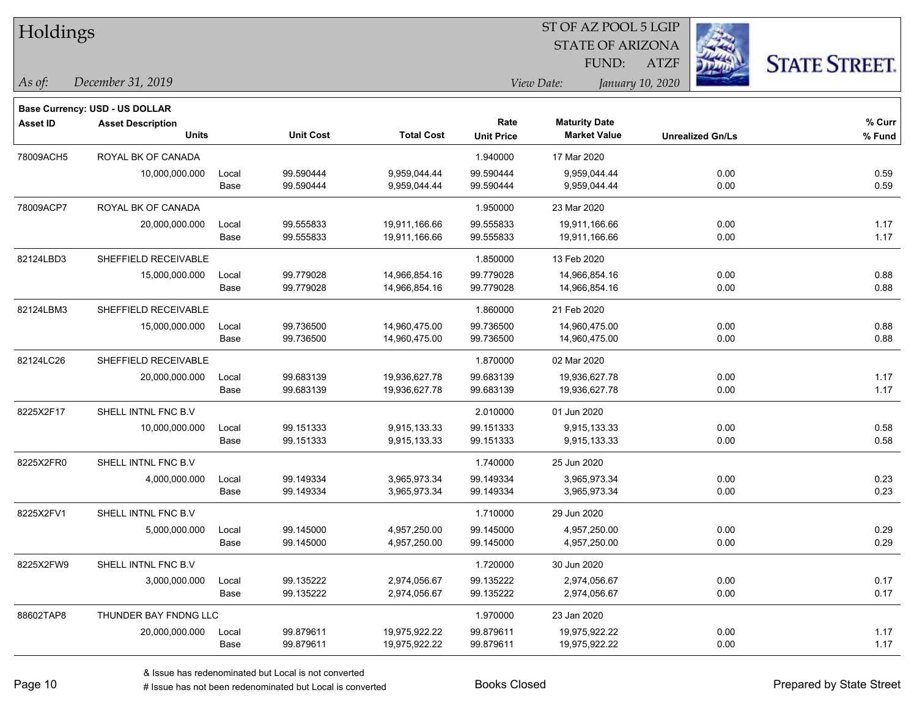# Holdings

ST OF AZ POOL 5 LGIP
STATE OF ARIZONA
FUND: ATZF

*As of:* *December 31, 2019*

*View Date:* *January 10, 2020*

**Base Currency: USD - US DOLLAR**

| Asset ID | Asset Description / Units | | Unit Cost | Total Cost | Rate / Unit Price | Maturity Date / Market Value | Unrealized Gn/Ls | % Curr / % Fund |
|---|---|---|---|---|---|---|---|---|
| 78009ACH5 | ROYAL BK OF CANADA | | | | 1.940000 | 17 Mar 2020 | | |
| | 10,000,000.000 | Local | 99.590444 | 9,959,044.44 | 99.590444 | 9,959,044.44 | 0.00 | 0.59 |
| | | Base | 99.590444 | 9,959,044.44 | 99.590444 | 9,959,044.44 | 0.00 | 0.59 |
| 78009ACP7 | ROYAL BK OF CANADA | | | | 1.950000 | 23 Mar 2020 | | |
| | 20,000,000.000 | Local | 99.555833 | 19,911,166.66 | 99.555833 | 19,911,166.66 | 0.00 | 1.17 |
| | | Base | 99.555833 | 19,911,166.66 | 99.555833 | 19,911,166.66 | 0.00 | 1.17 |
| 82124LBD3 | SHEFFIELD RECEIVABLE | | | | 1.850000 | 13 Feb 2020 | | |
| | 15,000,000.000 | Local | 99.779028 | 14,966,854.16 | 99.779028 | 14,966,854.16 | 0.00 | 0.88 |
| | | Base | 99.779028 | 14,966,854.16 | 99.779028 | 14,966,854.16 | 0.00 | 0.88 |
| 82124LBM3 | SHEFFIELD RECEIVABLE | | | | 1.860000 | 21 Feb 2020 | | |
| | 15,000,000.000 | Local | 99.736500 | 14,960,475.00 | 99.736500 | 14,960,475.00 | 0.00 | 0.88 |
| | | Base | 99.736500 | 14,960,475.00 | 99.736500 | 14,960,475.00 | 0.00 | 0.88 |
| 82124LC26 | SHEFFIELD RECEIVABLE | | | | 1.870000 | 02 Mar 2020 | | |
| | 20,000,000.000 | Local | 99.683139 | 19,936,627.78 | 99.683139 | 19,936,627.78 | 0.00 | 1.17 |
| | | Base | 99.683139 | 19,936,627.78 | 99.683139 | 19,936,627.78 | 0.00 | 1.17 |
| 8225X2F17 | SHELL INTNL FNC B.V | | | | 2.010000 | 01 Jun 2020 | | |
| | 10,000,000.000 | Local | 99.151333 | 9,915,133.33 | 99.151333 | 9,915,133.33 | 0.00 | 0.58 |
| | | Base | 99.151333 | 9,915,133.33 | 99.151333 | 9,915,133.33 | 0.00 | 0.58 |
| 8225X2FR0 | SHELL INTNL FNC B.V | | | | 1.740000 | 25 Jun 2020 | | |
| | 4,000,000.000 | Local | 99.149334 | 3,965,973.34 | 99.149334 | 3,965,973.34 | 0.00 | 0.23 |
| | | Base | 99.149334 | 3,965,973.34 | 99.149334 | 3,965,973.34 | 0.00 | 0.23 |
| 8225X2FV1 | SHELL INTNL FNC B.V | | | | 1.710000 | 29 Jun 2020 | | |
| | 5,000,000.000 | Local | 99.145000 | 4,957,250.00 | 99.145000 | 4,957,250.00 | 0.00 | 0.29 |
| | | Base | 99.145000 | 4,957,250.00 | 99.145000 | 4,957,250.00 | 0.00 | 0.29 |
| 8225X2FW9 | SHELL INTNL FNC B.V | | | | 1.720000 | 30 Jun 2020 | | |
| | 3,000,000.000 | Local | 99.135222 | 2,974,056.67 | 99.135222 | 2,974,056.67 | 0.00 | 0.17 |
| | | Base | 99.135222 | 2,974,056.67 | 99.135222 | 2,974,056.67 | 0.00 | 0.17 |
| 88602TAP8 | THUNDER BAY FNDNG LLC | | | | 1.970000 | 23 Jan 2020 | | |
| | 20,000,000.000 | Local | 99.879611 | 19,975,922.22 | 99.879611 | 19,975,922.22 | 0.00 | 1.17 |
| | | Base | 99.879611 | 19,975,922.22 | 99.879611 | 19,975,922.22 | 0.00 | 1.17 |

& Issue has redenominated but Local is not converted

# Issue has not been redenominated but Local is converted

Books Closed

Prepared by State Street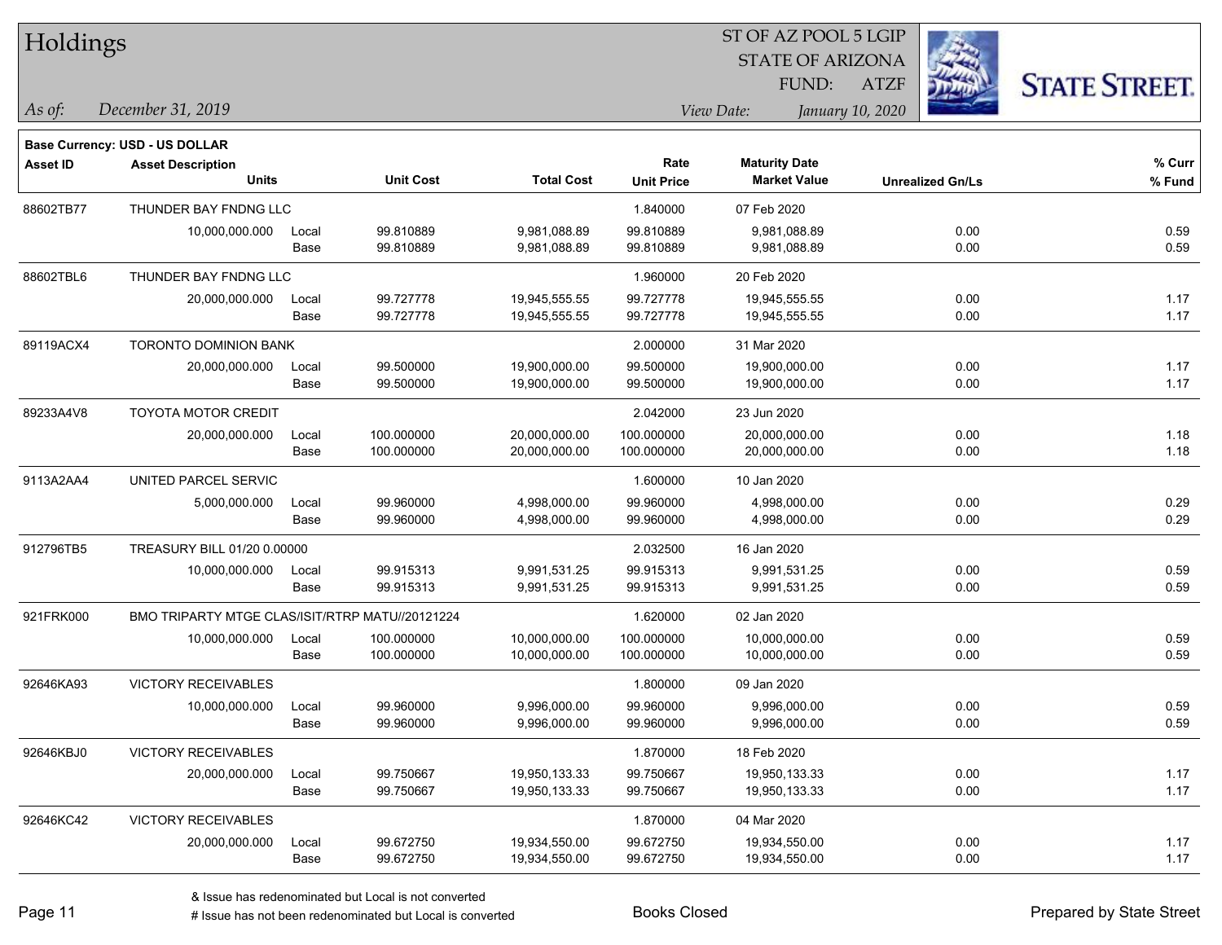# Holdings

ST OF AZ POOL 5 LGIP
STATE OF ARIZONA
FUND: ATZF

*As of:* *December 31, 2019*

*View Date:* *January 10, 2020*

**Base Currency: USD - US DOLLAR**

| Asset ID | Asset Description / Units | | Unit Cost | Total Cost | Rate / Unit Price | Maturity Date / Market Value | Unrealized Gn/Ls | % Curr / % Fund |
|---|---|---|---|---|---|---|---|---|
| 88602TB77 | THUNDER BAY FNDNG LLC | | | | 1.840000 | 07 Feb 2020 | | |
| | 10,000,000.000 | Local | 99.810889 | 9,981,088.89 | 99.810889 | 9,981,088.89 | 0.00 | 0.59 |
| | | Base | 99.810889 | 9,981,088.89 | 99.810889 | 9,981,088.89 | 0.00 | 0.59 |
| 88602TBL6 | THUNDER BAY FNDNG LLC | | | | 1.960000 | 20 Feb 2020 | | |
| | 20,000,000.000 | Local | 99.727778 | 19,945,555.55 | 99.727778 | 19,945,555.55 | 0.00 | 1.17 |
| | | Base | 99.727778 | 19,945,555.55 | 99.727778 | 19,945,555.55 | 0.00 | 1.17 |
| 89119ACX4 | TORONTO DOMINION BANK | | | | 2.000000 | 31 Mar 2020 | | |
| | 20,000,000.000 | Local | 99.500000 | 19,900,000.00 | 99.500000 | 19,900,000.00 | 0.00 | 1.17 |
| | | Base | 99.500000 | 19,900,000.00 | 99.500000 | 19,900,000.00 | 0.00 | 1.17 |
| 89233A4V8 | TOYOTA MOTOR CREDIT | | | | 2.042000 | 23 Jun 2020 | | |
| | 20,000,000.000 | Local | 100.000000 | 20,000,000.00 | 100.000000 | 20,000,000.00 | 0.00 | 1.18 |
| | | Base | 100.000000 | 20,000,000.00 | 100.000000 | 20,000,000.00 | 0.00 | 1.18 |
| 9113A2AA4 | UNITED PARCEL SERVIC | | | | 1.600000 | 10 Jan 2020 | | |
| | 5,000,000.000 | Local | 99.960000 | 4,998,000.00 | 99.960000 | 4,998,000.00 | 0.00 | 0.29 |
| | | Base | 99.960000 | 4,998,000.00 | 99.960000 | 4,998,000.00 | 0.00 | 0.29 |
| 912796TB5 | TREASURY BILL 01/20 0.00000 | | | | 2.032500 | 16 Jan 2020 | | |
| | 10,000,000.000 | Local | 99.915313 | 9,991,531.25 | 99.915313 | 9,991,531.25 | 0.00 | 0.59 |
| | | Base | 99.915313 | 9,991,531.25 | 99.915313 | 9,991,531.25 | 0.00 | 0.59 |
| 921FRK000 | BMO TRIPARTY MTGE CLAS/ISIT/RTRP MATU//20121224 | | | | 1.620000 | 02 Jan 2020 | | |
| | 10,000,000.000 | Local | 100.000000 | 10,000,000.00 | 100.000000 | 10,000,000.00 | 0.00 | 0.59 |
| | | Base | 100.000000 | 10,000,000.00 | 100.000000 | 10,000,000.00 | 0.00 | 0.59 |
| 92646KA93 | VICTORY RECEIVABLES | | | | 1.800000 | 09 Jan 2020 | | |
| | 10,000,000.000 | Local | 99.960000 | 9,996,000.00 | 99.960000 | 9,996,000.00 | 0.00 | 0.59 |
| | | Base | 99.960000 | 9,996,000.00 | 99.960000 | 9,996,000.00 | 0.00 | 0.59 |
| 92646KBJ0 | VICTORY RECEIVABLES | | | | 1.870000 | 18 Feb 2020 | | |
| | 20,000,000.000 | Local | 99.750667 | 19,950,133.33 | 99.750667 | 19,950,133.33 | 0.00 | 1.17 |
| | | Base | 99.750667 | 19,950,133.33 | 99.750667 | 19,950,133.33 | 0.00 | 1.17 |
| 92646KC42 | VICTORY RECEIVABLES | | | | 1.870000 | 04 Mar 2020 | | |
| | 20,000,000.000 | Local | 99.672750 | 19,934,550.00 | 99.672750 | 19,934,550.00 | 0.00 | 1.17 |
| | | Base | 99.672750 | 19,934,550.00 | 99.672750 | 19,934,550.00 | 0.00 | 1.17 |

& Issue has redenominated but Local is not converted
# Issue has not been redenominated but Local is converted

Books Closed

Prepared by State Street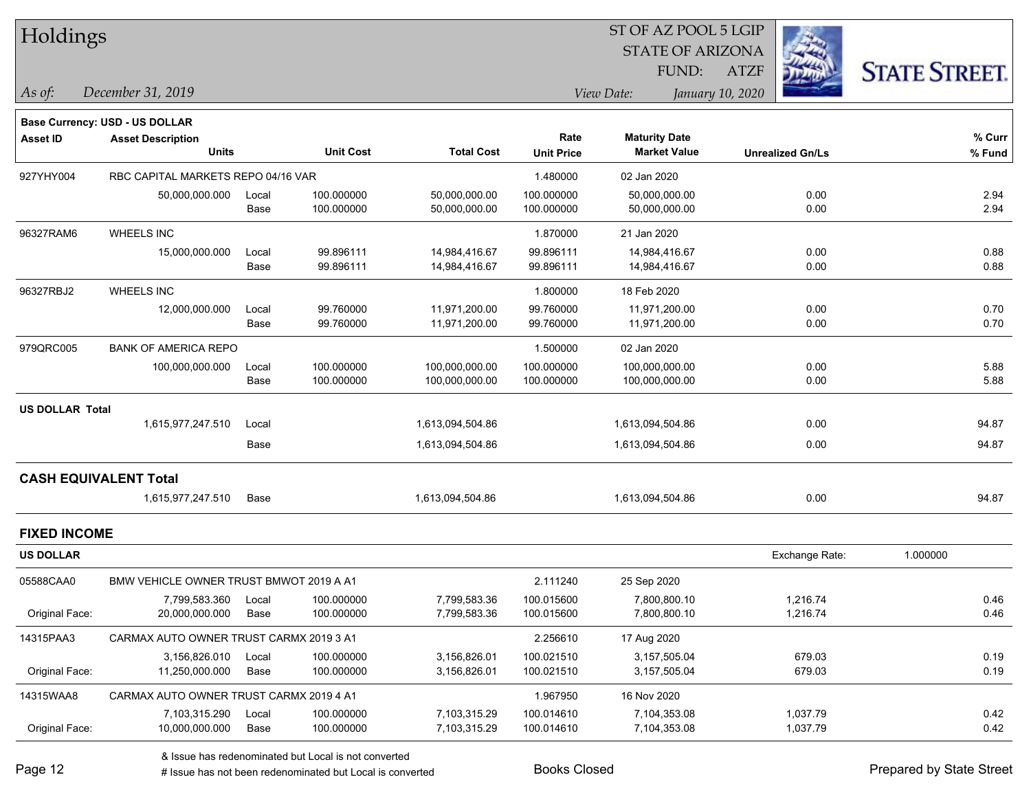# Holdings

ST OF AZ POOL 5 LGIP
STATE OF ARIZONA
FUND: ATZF

*As of: December 31, 2019* *View Date: January 10, 2020*

**Base Currency: USD - US DOLLAR**

| Asset ID | Asset Description / Units | | Unit Cost | Total Cost | Rate / Unit Price | Maturity Date / Market Value | Unrealized Gn/Ls | % Curr / % Fund |
|---|---|---|---|---|---|---|---|---|
| 927YHY004 | RBC CAPITAL MARKETS REPO 04/16 VAR | | | | 1.480000 | 02 Jan 2020 | | |
| | 50,000,000.000 | Local | 100.000000 | 50,000,000.00 | 100.000000 | 50,000,000.00 | 0.00 | 2.94 |
| | | Base | 100.000000 | 50,000,000.00 | 100.000000 | 50,000,000.00 | 0.00 | 2.94 |
| 96327RAM6 | WHEELS INC | | | | 1.870000 | 21 Jan 2020 | | |
| | 15,000,000.000 | Local | 99.896111 | 14,984,416.67 | 99.896111 | 14,984,416.67 | 0.00 | 0.88 |
| | | Base | 99.896111 | 14,984,416.67 | 99.896111 | 14,984,416.67 | 0.00 | 0.88 |
| 96327RBJ2 | WHEELS INC | | | | 1.800000 | 18 Feb 2020 | | |
| | 12,000,000.000 | Local | 99.760000 | 11,971,200.00 | 99.760000 | 11,971,200.00 | 0.00 | 0.70 |
| | | Base | 99.760000 | 11,971,200.00 | 99.760000 | 11,971,200.00 | 0.00 | 0.70 |
| 979QRC005 | BANK OF AMERICA REPO | | | | 1.500000 | 02 Jan 2020 | | |
| | 100,000,000.000 | Local | 100.000000 | 100,000,000.00 | 100.000000 | 100,000,000.00 | 0.00 | 5.88 |
| | | Base | 100.000000 | 100,000,000.00 | 100.000000 | 100,000,000.00 | 0.00 | 5.88 |
| **US DOLLAR Total** | | | | | | | | |
| | 1,615,977,247.510 | Local | | 1,613,094,504.86 | | 1,613,094,504.86 | 0.00 | 94.87 |
| | | Base | | 1,613,094,504.86 | | 1,613,094,504.86 | 0.00 | 94.87 |

## CASH EQUIVALENT Total

| | Units | | | Total Cost | | Market Value | Unrealized Gn/Ls | % Fund |
|---|---|---|---|---|---|---|---|---|
| | 1,615,977,247.510 | Base | | 1,613,094,504.86 | | 1,613,094,504.86 | 0.00 | 94.87 |

## FIXED INCOME

**US DOLLAR** Exchange Rate: 1.000000

| Asset ID | Asset Description / Units | | Unit Cost | Total Cost | Rate / Unit Price | Maturity Date / Market Value | Unrealized Gn/Ls | % Curr / % Fund |
|---|---|---|---|---|---|---|---|---|
| 05588CAA0 | BMW VEHICLE OWNER TRUST BMWOT 2019 A A1 | | | | 2.111240 | 25 Sep 2020 | | |
| | 7,799,583.360 | Local | 100.000000 | 7,799,583.36 | 100.015600 | 7,800,800.10 | 1,216.74 | 0.46 |
| Original Face: | 20,000,000.000 | Base | 100.000000 | 7,799,583.36 | 100.015600 | 7,800,800.10 | 1,216.74 | 0.46 |
| 14315PAA3 | CARMAX AUTO OWNER TRUST CARMX 2019 3 A1 | | | | 2.256610 | 17 Aug 2020 | | |
| | 3,156,826.010 | Local | 100.000000 | 3,156,826.01 | 100.021510 | 3,157,505.04 | 679.03 | 0.19 |
| Original Face: | 11,250,000.000 | Base | 100.000000 | 3,156,826.01 | 100.021510 | 3,157,505.04 | 679.03 | 0.19 |
| 14315WAA8 | CARMAX AUTO OWNER TRUST CARMX 2019 4 A1 | | | | 1.967950 | 16 Nov 2020 | | |
| | 7,103,315.290 | Local | 100.000000 | 7,103,315.29 | 100.014610 | 7,104,353.08 | 1,037.79 | 0.42 |
| Original Face: | 10,000,000.000 | Base | 100.000000 | 7,103,315.29 | 100.014610 | 7,104,353.08 | 1,037.79 | 0.42 |

& Issue has redenominated but Local is not converted
# Issue has not been redenominated but Local is converted

Books Closed

Prepared by State Street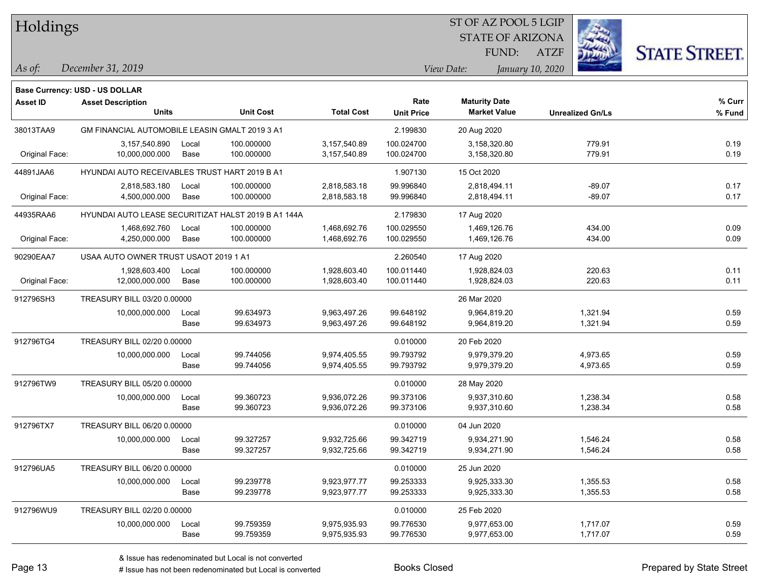# Holdings

ST OF AZ POOL 5 LGIP
STATE OF ARIZONA
FUND: ATZF

*As of:* *December 31, 2019*

*View Date:* *January 10, 2020*

**Base Currency: USD - US DOLLAR**

| Asset ID | Asset Description / Units | | Unit Cost | Total Cost | Rate / Unit Price | Maturity Date / Market Value | Unrealized Gn/Ls | % Curr / % Fund |
|---|---|---|---|---|---|---|---|---|
| 38013TAA9 | GM FINANCIAL AUTOMOBILE LEASIN GMALT 2019 3 A1 | | | | 2.199830 | 20 Aug 2020 | | |
| | 3,157,540.890 | Local | 100.000000 | 3,157,540.89 | 100.024700 | 3,158,320.80 | 779.91 | 0.19 |
| Original Face: | 10,000,000.000 | Base | 100.000000 | 3,157,540.89 | 100.024700 | 3,158,320.80 | 779.91 | 0.19 |
| 44891JAA6 | HYUNDAI AUTO RECEIVABLES TRUST HART 2019 B A1 | | | | 1.907130 | 15 Oct 2020 | | |
| | 2,818,583.180 | Local | 100.000000 | 2,818,583.18 | 99.996840 | 2,818,494.11 | -89.07 | 0.17 |
| Original Face: | 4,500,000.000 | Base | 100.000000 | 2,818,583.18 | 99.996840 | 2,818,494.11 | -89.07 | 0.17 |
| 44935RAA6 | HYUNDAI AUTO LEASE SECURITIZAT HALST 2019 B A1 144A | | | | 2.179830 | 17 Aug 2020 | | |
| | 1,468,692.760 | Local | 100.000000 | 1,468,692.76 | 100.029550 | 1,469,126.76 | 434.00 | 0.09 |
| Original Face: | 4,250,000.000 | Base | 100.000000 | 1,468,692.76 | 100.029550 | 1,469,126.76 | 434.00 | 0.09 |
| 90290EAA7 | USAA AUTO OWNER TRUST USAOT 2019 1 A1 | | | | 2.260540 | 17 Aug 2020 | | |
| | 1,928,603.400 | Local | 100.000000 | 1,928,603.40 | 100.011440 | 1,928,824.03 | 220.63 | 0.11 |
| Original Face: | 12,000,000.000 | Base | 100.000000 | 1,928,603.40 | 100.011440 | 1,928,824.03 | 220.63 | 0.11 |
| 912796SH3 | TREASURY BILL 03/20 0.00000 | | | | | 26 Mar 2020 | | |
| | 10,000,000.000 | Local | 99.634973 | 9,963,497.26 | 99.648192 | 9,964,819.20 | 1,321.94 | 0.59 |
| | | Base | 99.634973 | 9,963,497.26 | 99.648192 | 9,964,819.20 | 1,321.94 | 0.59 |
| 912796TG4 | TREASURY BILL 02/20 0.00000 | | | | 0.010000 | 20 Feb 2020 | | |
| | 10,000,000.000 | Local | 99.744056 | 9,974,405.55 | 99.793792 | 9,979,379.20 | 4,973.65 | 0.59 |
| | | Base | 99.744056 | 9,974,405.55 | 99.793792 | 9,979,379.20 | 4,973.65 | 0.59 |
| 912796TW9 | TREASURY BILL 05/20 0.00000 | | | | 0.010000 | 28 May 2020 | | |
| | 10,000,000.000 | Local | 99.360723 | 9,936,072.26 | 99.373106 | 9,937,310.60 | 1,238.34 | 0.58 |
| | | Base | 99.360723 | 9,936,072.26 | 99.373106 | 9,937,310.60 | 1,238.34 | 0.58 |
| 912796TX7 | TREASURY BILL 06/20 0.00000 | | | | 0.010000 | 04 Jun 2020 | | |
| | 10,000,000.000 | Local | 99.327257 | 9,932,725.66 | 99.342719 | 9,934,271.90 | 1,546.24 | 0.58 |
| | | Base | 99.327257 | 9,932,725.66 | 99.342719 | 9,934,271.90 | 1,546.24 | 0.58 |
| 912796UA5 | TREASURY BILL 06/20 0.00000 | | | | 0.010000 | 25 Jun 2020 | | |
| | 10,000,000.000 | Local | 99.239778 | 9,923,977.77 | 99.253333 | 9,925,333.30 | 1,355.53 | 0.58 |
| | | Base | 99.239778 | 9,923,977.77 | 99.253333 | 9,925,333.30 | 1,355.53 | 0.58 |
| 912796WU9 | TREASURY BILL 02/20 0.00000 | | | | 0.010000 | 25 Feb 2020 | | |
| | 10,000,000.000 | Local | 99.759359 | 9,975,935.93 | 99.776530 | 9,977,653.00 | 1,717.07 | 0.59 |
| | | Base | 99.759359 | 9,975,935.93 | 99.776530 | 9,977,653.00 | 1,717.07 | 0.59 |

& Issue has redenominated but Local is not converted
# Issue has not been redenominated but Local is converted

Books Closed

Prepared by State Street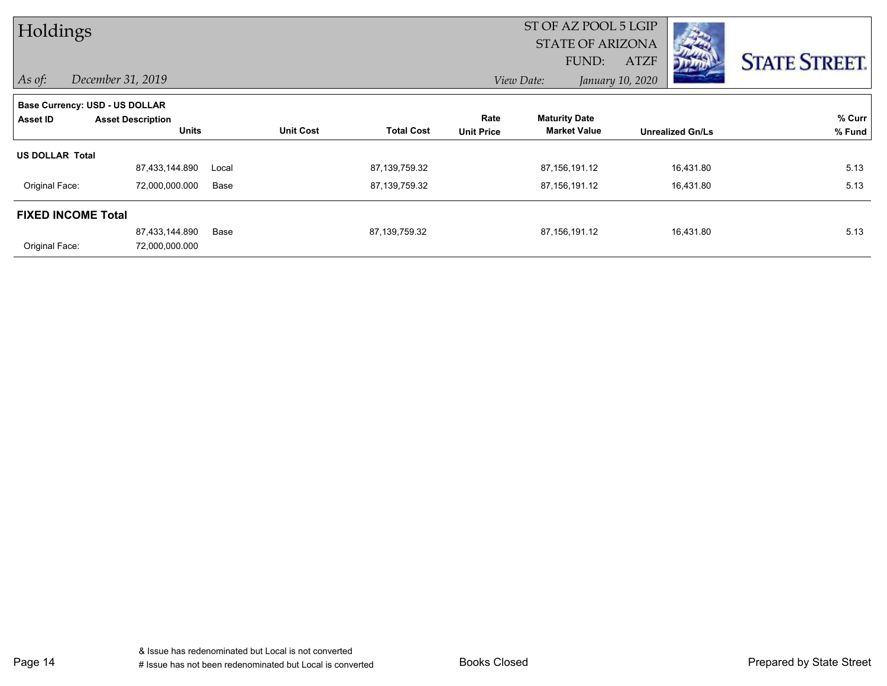# Holdings

ST OF AZ POOL 5 LGIP
STATE OF ARIZONA
FUND: ATZF

*As of:* *December 31, 2019*

*View Date:* *January 10, 2020*

**Base Currency: USD - US DOLLAR**

| Asset ID | Asset Description / Units | | Unit Cost | Total Cost | Rate / Unit Price | Maturity Date / Market Value | Unrealized Gn/Ls | % Curr / % Fund |
|---|---|---|---|---|---|---|---|---|
| **US DOLLAR Total** | | | | | | | | |
| | 87,433,144.890 | Local | | 87,139,759.32 | | 87,156,191.12 | 16,431.80 | 5.13 |
| Original Face: | 72,000,000.000 | Base | | 87,139,759.32 | | 87,156,191.12 | 16,431.80 | 5.13 |
| **FIXED INCOME Total** | | | | | | | | |
| | 87,433,144.890 | Base | | 87,139,759.32 | | 87,156,191.12 | 16,431.80 | 5.13 |
| Original Face: | 72,000,000.000 | | | | | | | |

& Issue has redenominated but Local is not converted
# Issue has not been redenominated but Local is converted

Books Closed

Prepared by State Street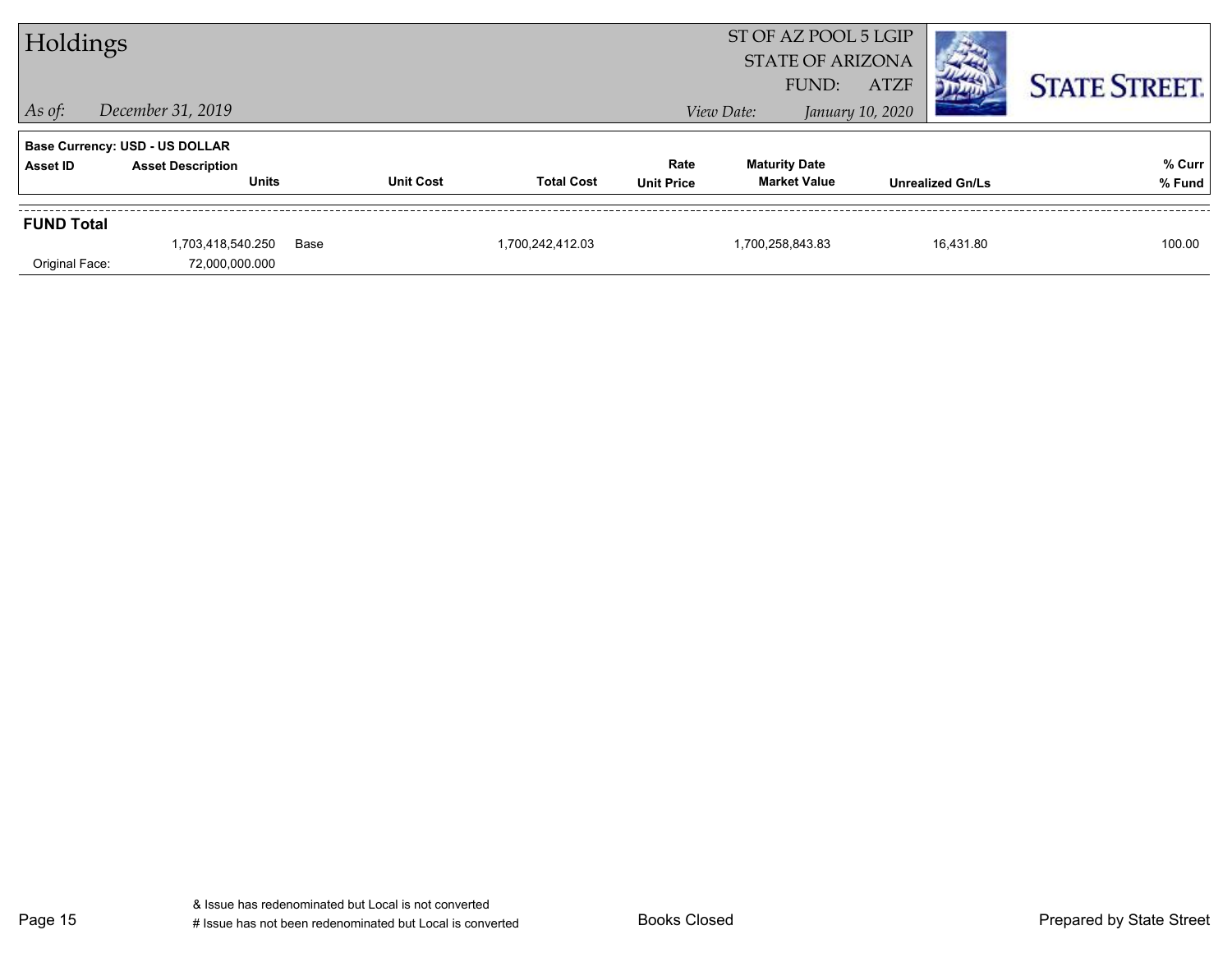# Holdings

ST OF AZ POOL 5 LGIP
STATE OF ARIZONA
FUND: ATZF

*As of:* *December 31, 2019*

*View Date:* *January 10, 2020*

STATE STREET.

**Base Currency: USD - US DOLLAR**

| Asset ID | Asset Description / Units | | Unit Cost | Total Cost | Rate / Unit Price | Maturity Date / Market Value | Unrealized Gn/Ls | % Curr / % Fund |
|---|---|---|---|---|---|---|---|---|
| **FUND Total** | | | | | | | | |
| | 1,703,418,540.250 | Base | | 1,700,242,412.03 | | 1,700,258,843.83 | 16,431.80 | 100.00 |
| Original Face: | 72,000,000.000 | | | | | | | |

& Issue has redenominated but Local is not converted
# Issue has not been redenominated but Local is converted

Books Closed

Prepared by State Street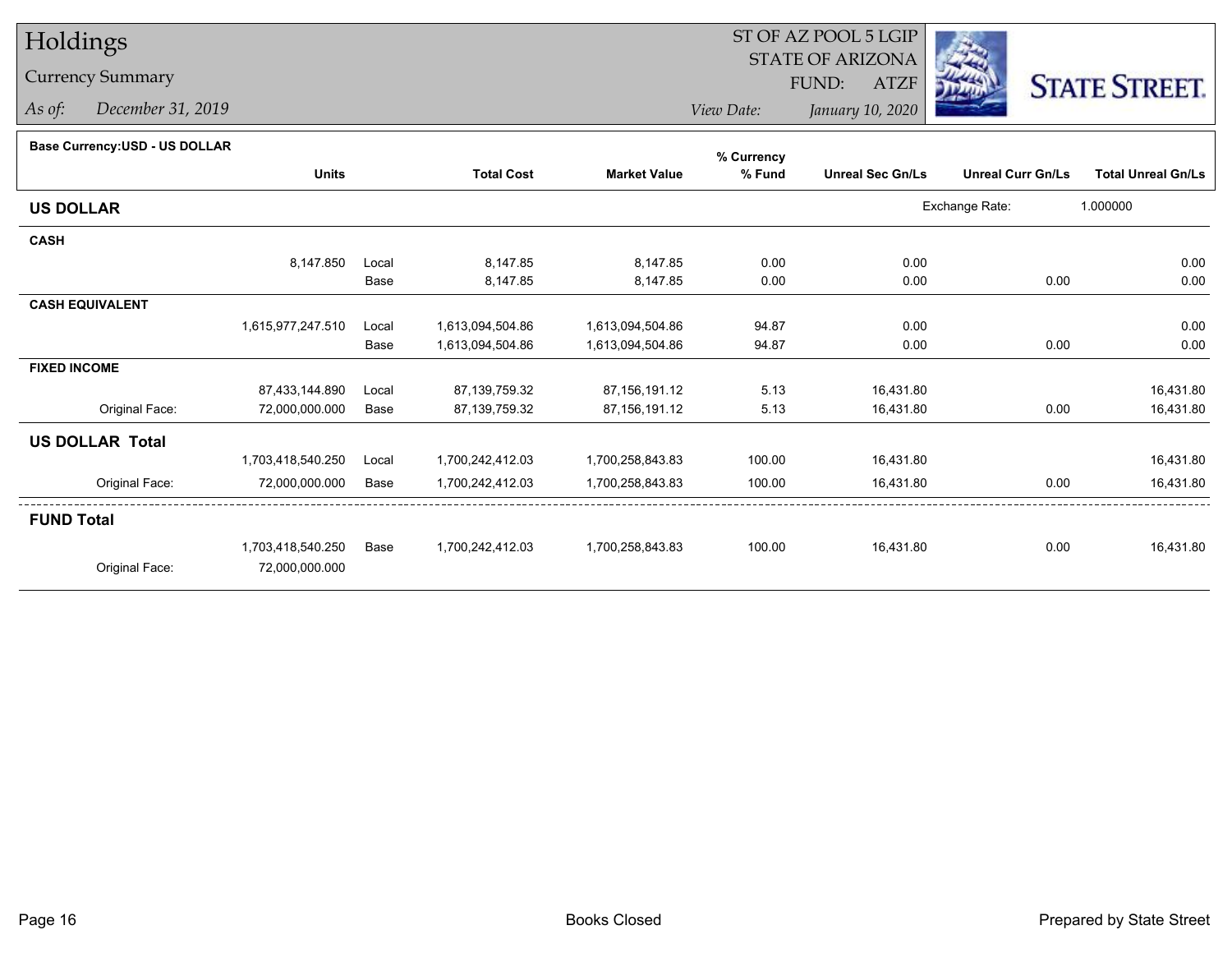# Holdings

## Currency Summary

*As of:* *December 31, 2019*

ST OF AZ POOL 5 LGIP
STATE OF ARIZONA
FUND: ATZF

*View Date:* *January 10, 2020*

**Base Currency:USD - US DOLLAR**

| | Units | | Total Cost | Market Value | % Currency % Fund | Unreal Sec Gn/Ls | Unreal Curr Gn/Ls | Total Unreal Gn/Ls |
|---|---|---|---|---|---|---|---|---|
| **US DOLLAR** | | | | | | Exchange Rate: | 1.000000 | |
| **CASH** | | | | | | | | |
| | 8,147.850 | Local | 8,147.85 | 8,147.85 | 0.00 | 0.00 | | 0.00 |
| | | Base | 8,147.85 | 8,147.85 | 0.00 | 0.00 | 0.00 | 0.00 |
| **CASH EQUIVALENT** | | | | | | | | |
| | 1,615,977,247.510 | Local | 1,613,094,504.86 | 1,613,094,504.86 | 94.87 | 0.00 | | 0.00 |
| | | Base | 1,613,094,504.86 | 1,613,094,504.86 | 94.87 | 0.00 | 0.00 | 0.00 |
| **FIXED INCOME** | | | | | | | | |
| | 87,433,144.890 | Local | 87,139,759.32 | 87,156,191.12 | 5.13 | 16,431.80 | | 16,431.80 |
| Original Face: | 72,000,000.000 | Base | 87,139,759.32 | 87,156,191.12 | 5.13 | 16,431.80 | 0.00 | 16,431.80 |
| **US DOLLAR Total** | | | | | | | | |
| | 1,703,418,540.250 | Local | 1,700,242,412.03 | 1,700,258,843.83 | 100.00 | 16,431.80 | | 16,431.80 |
| Original Face: | 72,000,000.000 | Base | 1,700,242,412.03 | 1,700,258,843.83 | 100.00 | 16,431.80 | 0.00 | 16,431.80 |
| **FUND Total** | | | | | | | | |
| | 1,703,418,540.250 | Base | 1,700,242,412.03 | 1,700,258,843.83 | 100.00 | 16,431.80 | 0.00 | 16,431.80 |
| Original Face: | 72,000,000.000 | | | | | | | |

Books Closed

Prepared by State Street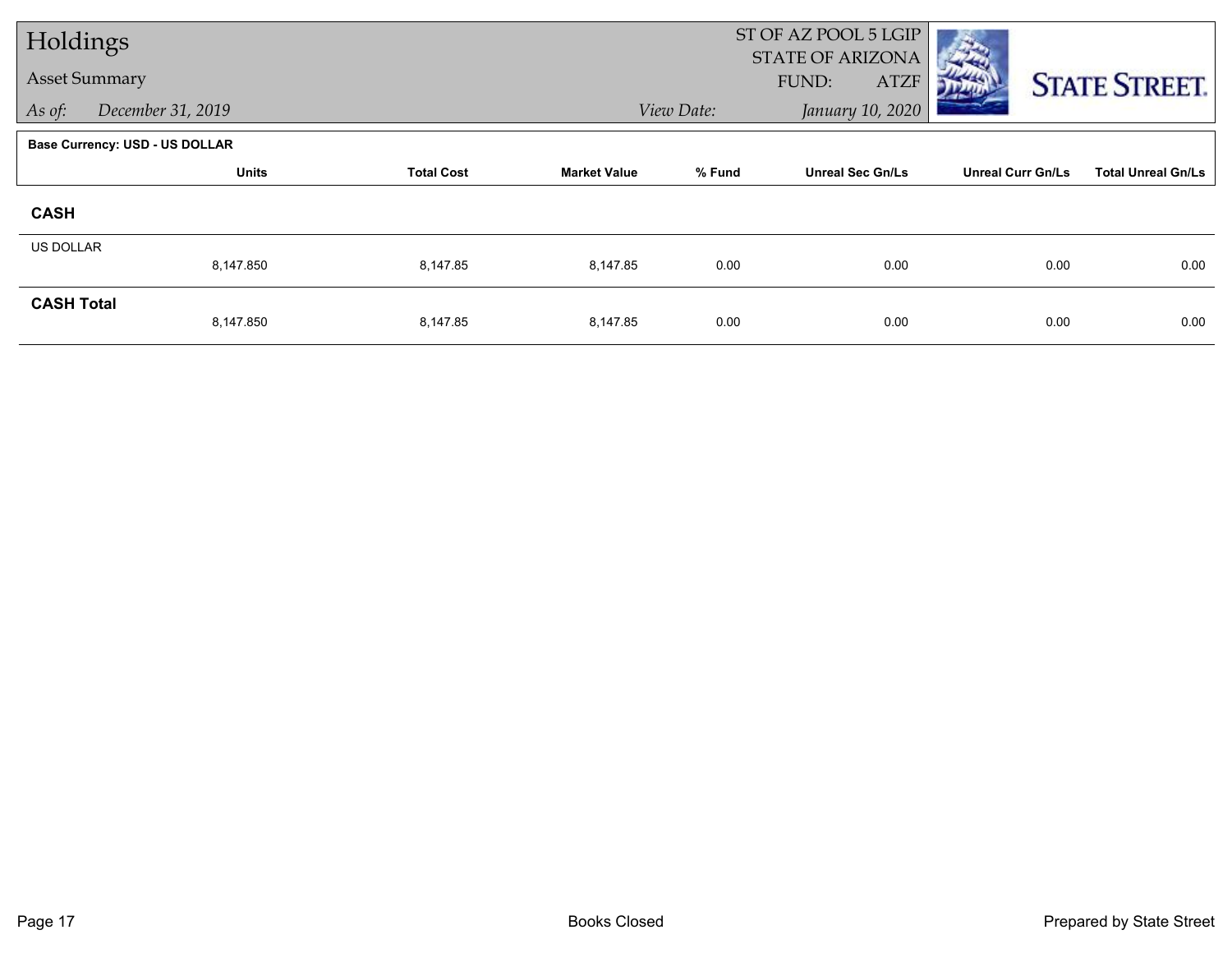# Holdings

## Asset Summary

*As of:* *December 31, 2019*

ST OF AZ POOL 5 LGIP
STATE OF ARIZONA
FUND: ATZF

*View Date:* *January 10, 2020*

STATE STREET.

**Base Currency: USD - US DOLLAR**

| | Units | Total Cost | Market Value | % Fund | Unreal Sec Gn/Ls | Unreal Curr Gn/Ls | Total Unreal Gn/Ls |
|---|---|---|---|---|---|---|---|
| **CASH** | | | | | | | |
| US DOLLAR | 8,147.850 | 8,147.85 | 8,147.85 | 0.00 | 0.00 | 0.00 | 0.00 |
| **CASH Total** | 8,147.850 | 8,147.85 | 8,147.85 | 0.00 | 0.00 | 0.00 | 0.00 |

Books Closed

Prepared by State Street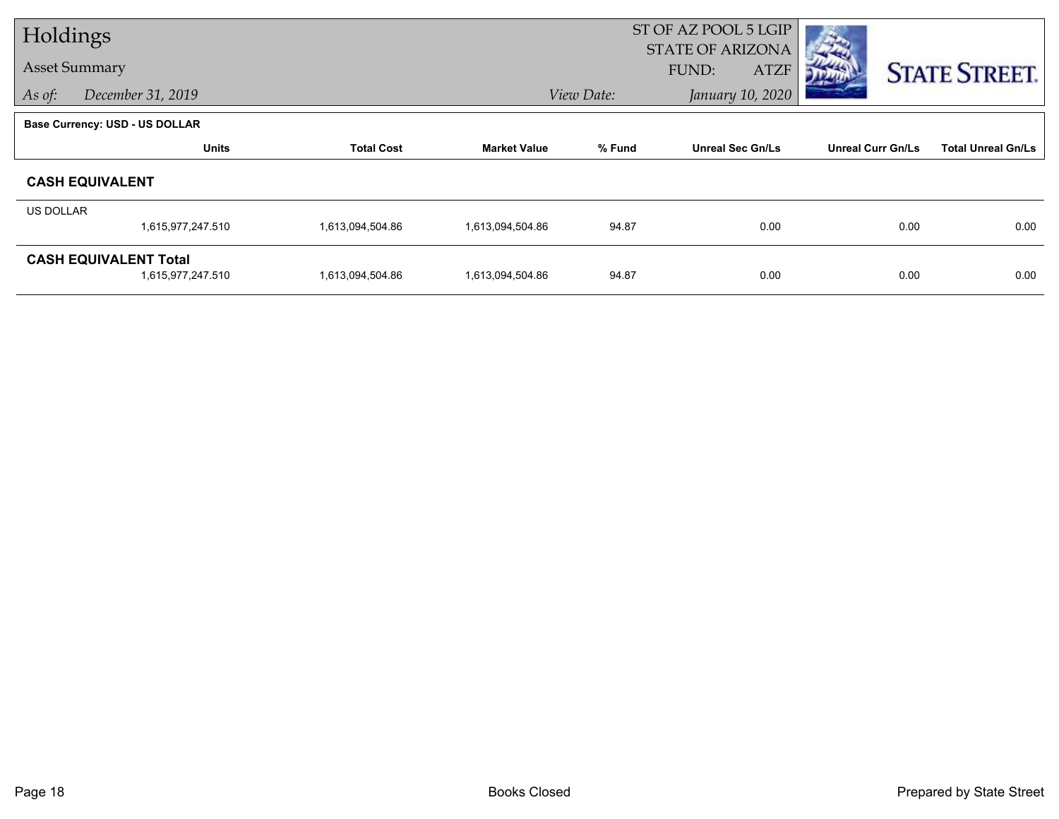# Holdings

## Asset Summary

*As of:* *December 31, 2019*

ST OF AZ POOL 5 LGIP
STATE OF ARIZONA
FUND: ATZF

*View Date:* *January 10, 2020*

STATE STREET.

**Base Currency: USD - US DOLLAR**

| | Units | Total Cost | Market Value | % Fund | Unreal Sec Gn/Ls | Unreal Curr Gn/Ls | Total Unreal Gn/Ls |
|---|---|---|---|---|---|---|---|
| **CASH EQUIVALENT** | | | | | | | |
| US DOLLAR | 1,615,977,247.510 | 1,613,094,504.86 | 1,613,094,504.86 | 94.87 | 0.00 | 0.00 | 0.00 |
| **CASH EQUIVALENT Total** | 1,615,977,247.510 | 1,613,094,504.86 | 1,613,094,504.86 | 94.87 | 0.00 | 0.00 | 0.00 |

Books Closed

Prepared by State Street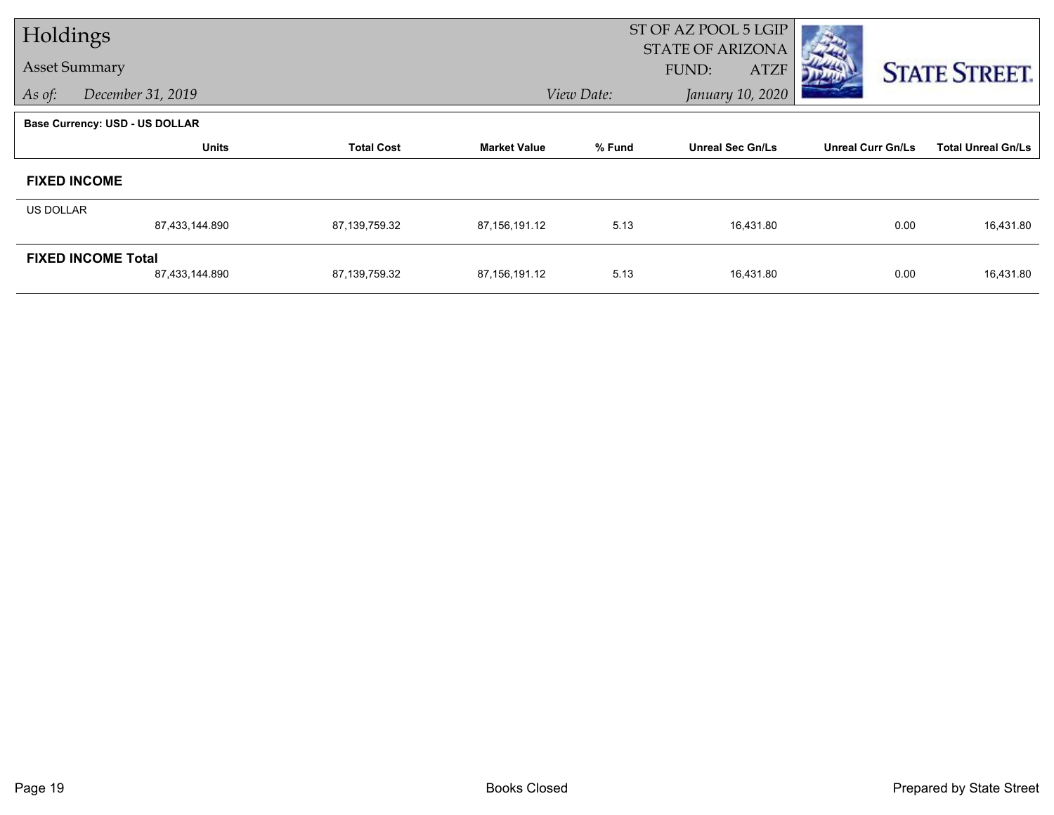# Holdings

## Asset Summary

*As of:* *December 31, 2019*

ST OF AZ POOL 5 LGIP
STATE OF ARIZONA
FUND: ATZF

*View Date:* *January 10, 2020*

STATE STREET.

**Base Currency: USD - US DOLLAR**

| | Units | Total Cost | Market Value | % Fund | Unreal Sec Gn/Ls | Unreal Curr Gn/Ls | Total Unreal Gn/Ls |
|---|---|---|---|---|---|---|---|
| **FIXED INCOME** | | | | | | | |
| US DOLLAR | | | | | | | |
| | 87,433,144.890 | 87,139,759.32 | 87,156,191.12 | 5.13 | 16,431.80 | 0.00 | 16,431.80 |
| **FIXED INCOME Total** | | | | | | | |
| | 87,433,144.890 | 87,139,759.32 | 87,156,191.12 | 5.13 | 16,431.80 | 0.00 | 16,431.80 |

Books Closed

Prepared by State Street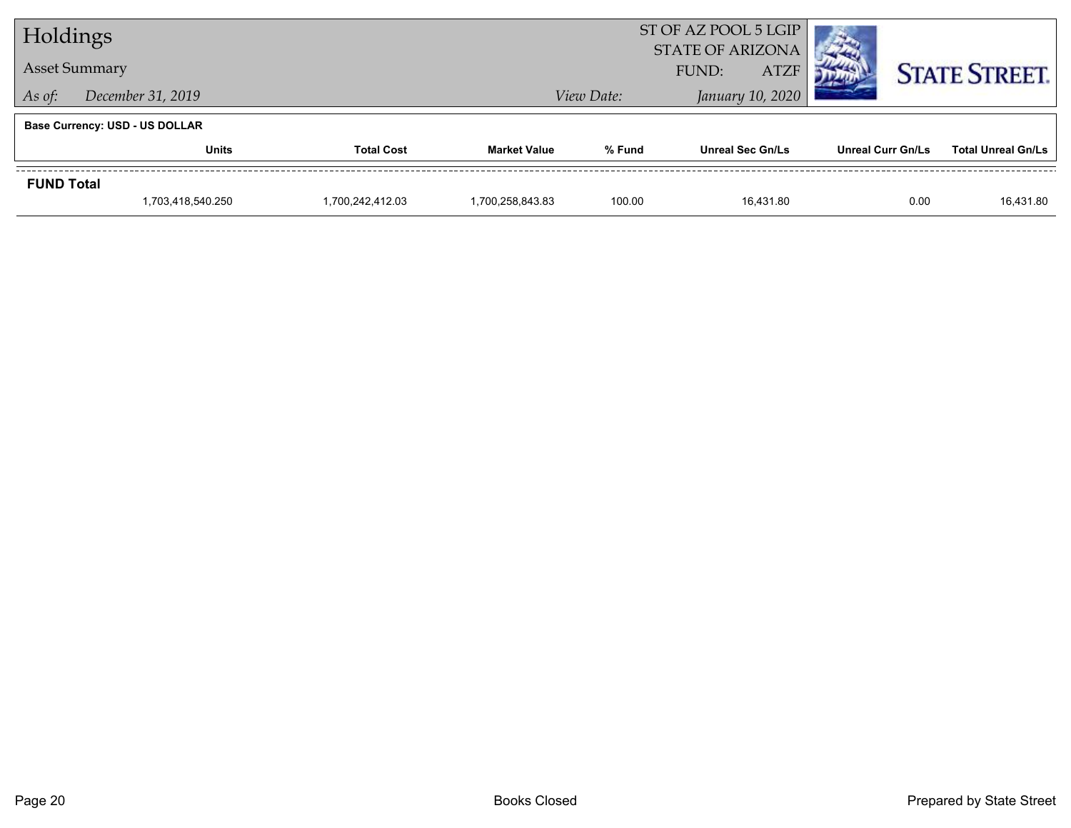# Holdings

## Asset Summary

*As of:* *December 31, 2019*

ST OF AZ POOL 5 LGIP
STATE OF ARIZONA
FUND: ATZF

*View Date:* *January 10, 2020*

**Base Currency: USD - US DOLLAR**

| | Units | Total Cost | Market Value | % Fund | Unreal Sec Gn/Ls | Unreal Curr Gn/Ls | Total Unreal Gn/Ls |
|---|---|---|---|---|---|---|---|
| **FUND Total** | 1,703,418,540.250 | 1,700,242,412.03 | 1,700,258,843.83 | 100.00 | 16,431.80 | 0.00 | 16,431.80 |

Books Closed

Prepared by State Street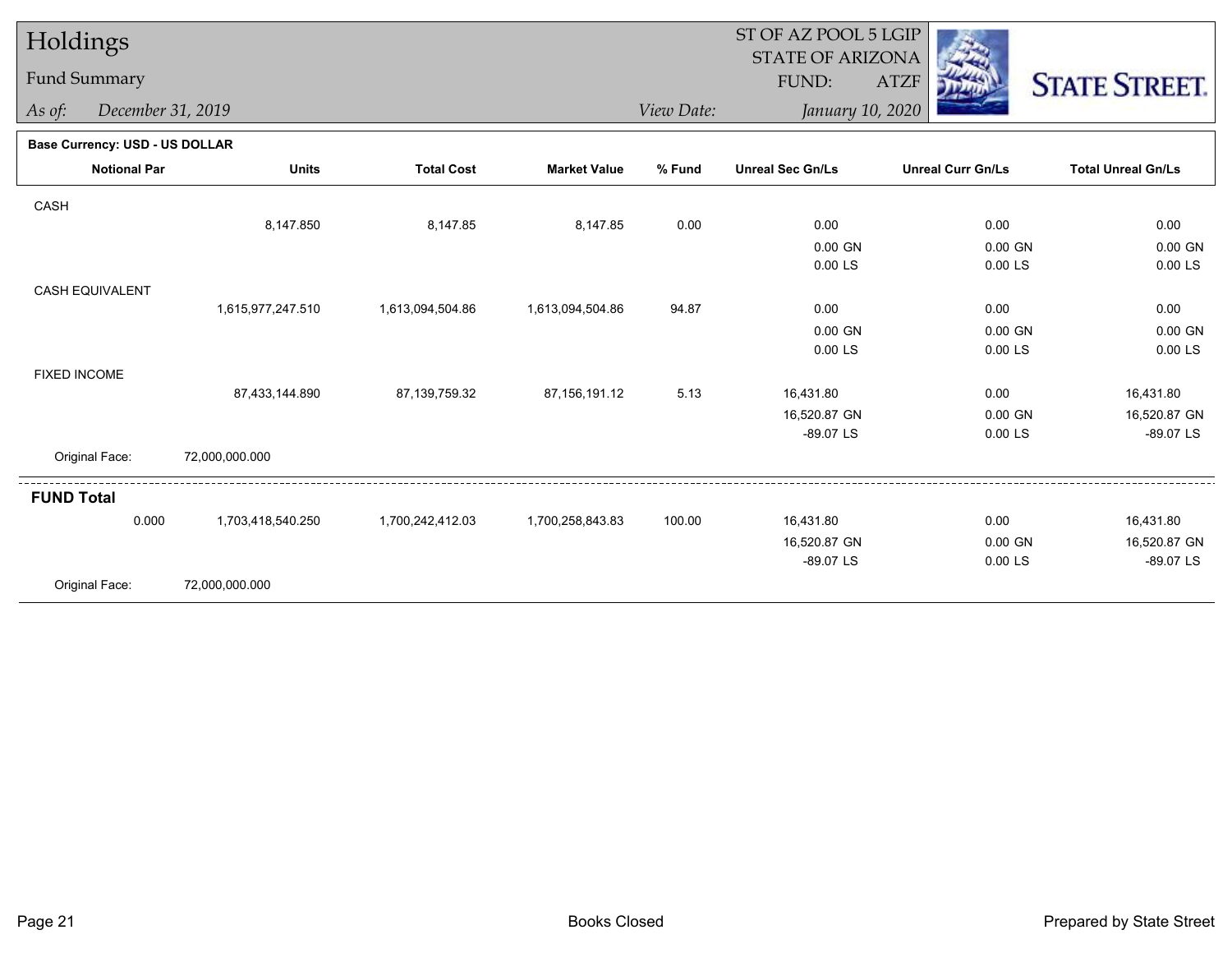# Holdings

Fund Summary

*As of:* *December 31, 2019*

ST OF AZ POOL 5 LGIP
STATE OF ARIZONA
FUND: ATZF

*View Date:* *January 10, 2020*

STATE STREET.

**Base Currency: USD - US DOLLAR**

| Notional Par | Units | Total Cost | Market Value | % Fund | Unreal Sec Gn/Ls | Unreal Curr Gn/Ls | Total Unreal Gn/Ls |
|---|---|---|---|---|---|---|---|
| CASH | | | | | | | |
| | 8,147.850 | 8,147.85 | 8,147.85 | 0.00 | 0.00 | 0.00 | 0.00 |
| | | | | | 0.00 GN | 0.00 GN | 0.00 GN |
| | | | | | 0.00 LS | 0.00 LS | 0.00 LS |
| CASH EQUIVALENT | | | | | | | |
| | 1,615,977,247.510 | 1,613,094,504.86 | 1,613,094,504.86 | 94.87 | 0.00 | 0.00 | 0.00 |
| | | | | | 0.00 GN | 0.00 GN | 0.00 GN |
| | | | | | 0.00 LS | 0.00 LS | 0.00 LS |
| FIXED INCOME | | | | | | | |
| | 87,433,144.890 | 87,139,759.32 | 87,156,191.12 | 5.13 | 16,431.80 | 0.00 | 16,431.80 |
| | | | | | 16,520.87 GN | 0.00 GN | 16,520.87 GN |
| | | | | | -89.07 LS | 0.00 LS | -89.07 LS |
| Original Face: | 72,000,000.000 | | | | | | |
| **FUND Total** | | | | | | | |
| 0.000 | 1,703,418,540.250 | 1,700,242,412.03 | 1,700,258,843.83 | 100.00 | 16,431.80 | 0.00 | 16,431.80 |
| | | | | | 16,520.87 GN | 0.00 GN | 16,520.87 GN |
| | | | | | -89.07 LS | 0.00 LS | -89.07 LS |
| Original Face: | 72,000,000.000 | | | | | | |

Books Closed

Prepared by State Street